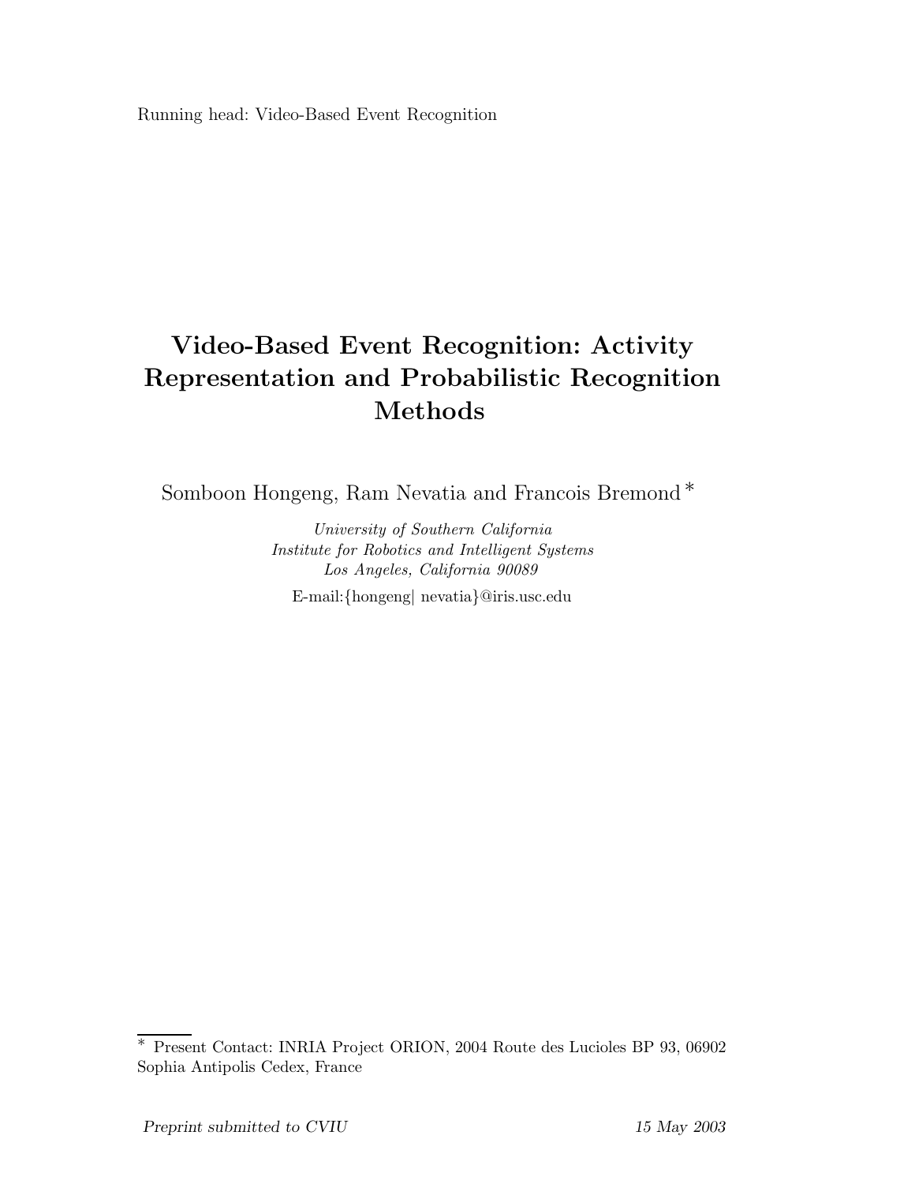Running head: Video-Based Event Recognition

# Video-Based Event Recognition: Activity Representation and Probabilistic Recognition Methods

Somboon Hongeng, Ram Nevatia and Francois Bremond *

*University of Southern California*
*Institute for Robotics and Intelligent Systems*
*Los Angeles, California 90089*

E-mail:{hongeng| nevatia}@iris.usc.edu

* Present Contact: INRIA Project ORION, 2004 Route des Lucioles BP 93, 06902 Sophia Antipolis Cedex, France

*Preprint submitted to CVIU* 15 May 2003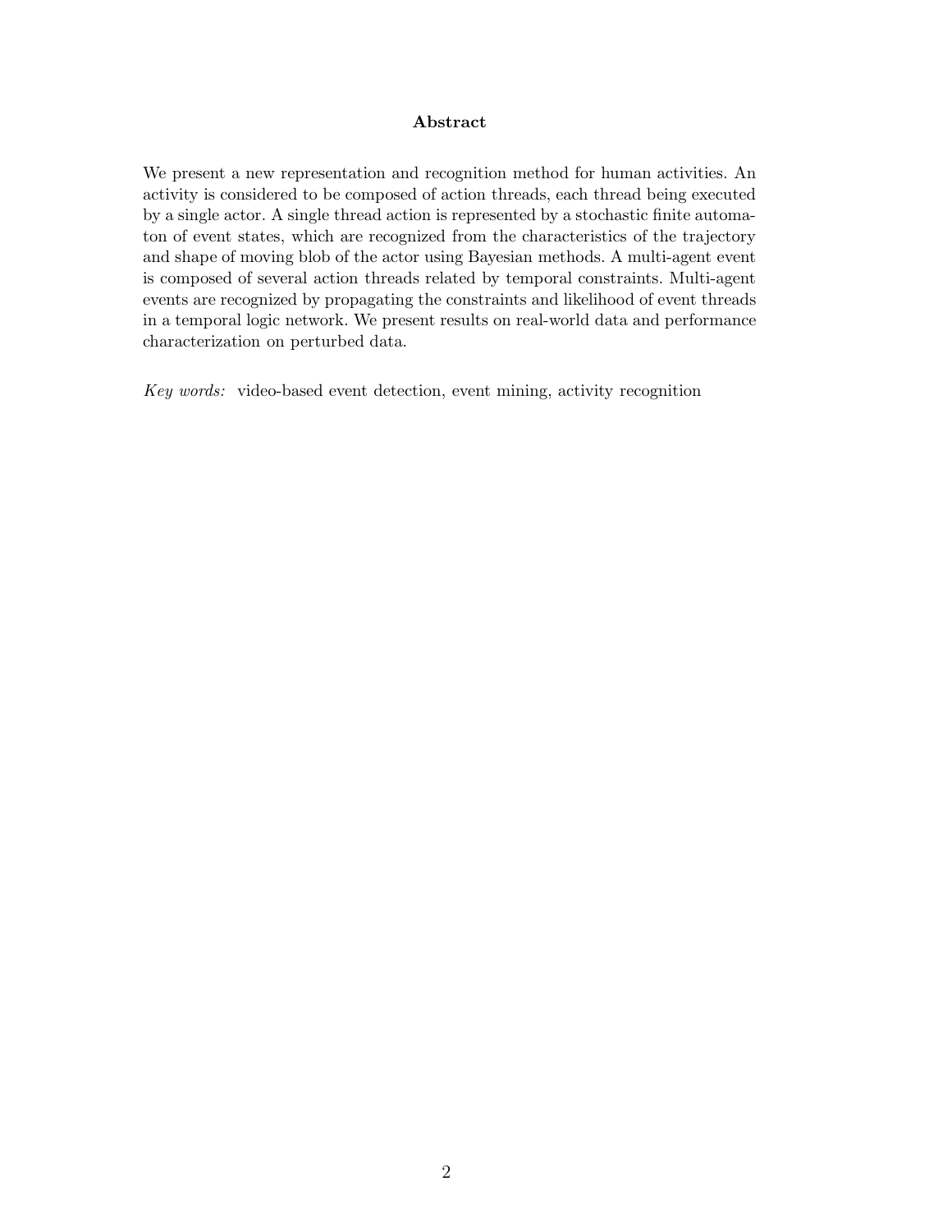## Abstract

We present a new representation and recognition method for human activities. An activity is considered to be composed of action threads, each thread being executed by a single actor. A single thread action is represented by a stochastic finite automaton of event states, which are recognized from the characteristics of the trajectory and shape of moving blob of the actor using Bayesian methods. A multi-agent event is composed of several action threads related by temporal constraints. Multi-agent events are recognized by propagating the constraints and likelihood of event threads in a temporal logic network. We present results on real-world data and performance characterization on perturbed data.

*Key words:* video-based event detection, event mining, activity recognition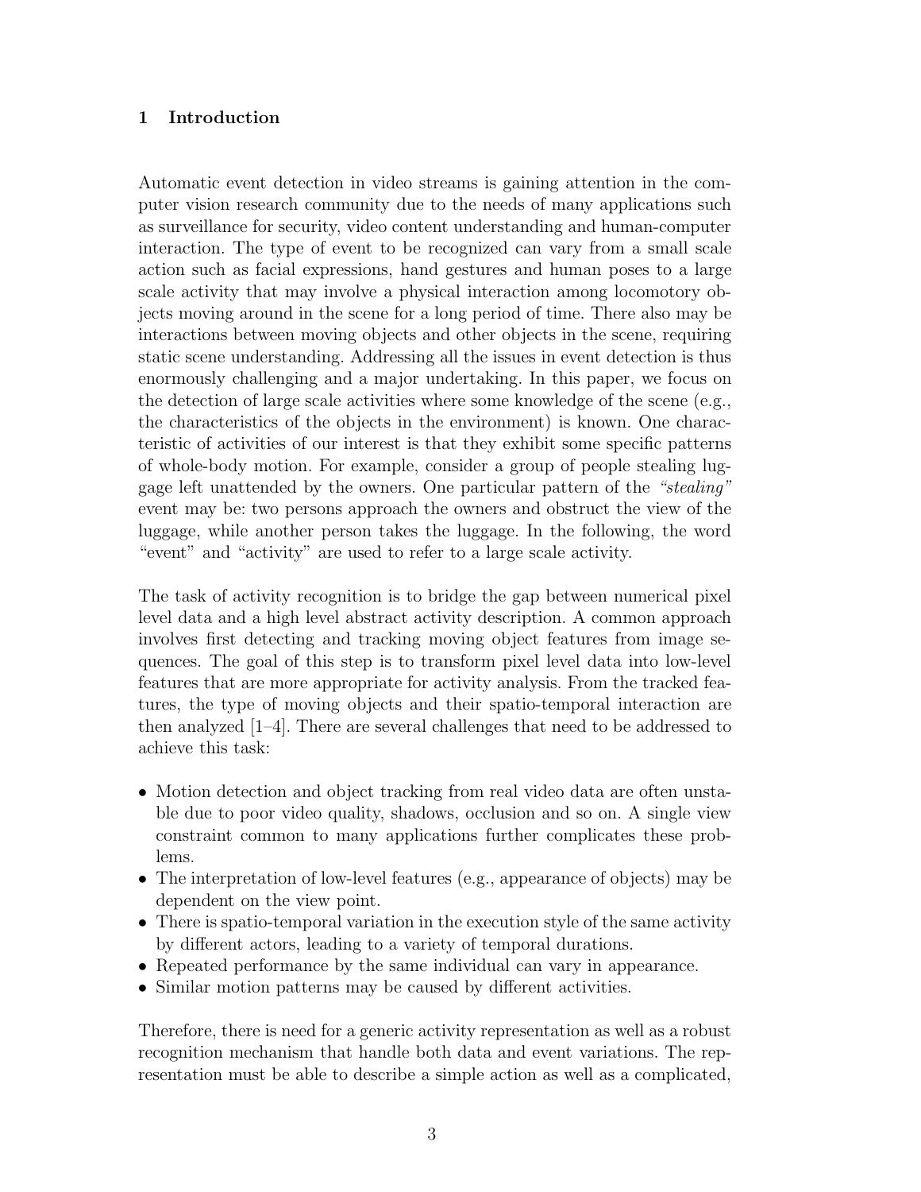## 1 Introduction

Automatic event detection in video streams is gaining attention in the computer vision research community due to the needs of many applications such as surveillance for security, video content understanding and human-computer interaction. The type of event to be recognized can vary from a small scale action such as facial expressions, hand gestures and human poses to a large scale activity that may involve a physical interaction among locomotory objects moving around in the scene for a long period of time. There also may be interactions between moving objects and other objects in the scene, requiring static scene understanding. Addressing all the issues in event detection is thus enormously challenging and a major undertaking. In this paper, we focus on the detection of large scale activities where some knowledge of the scene (e.g., the characteristics of the objects in the environment) is known. One characteristic of activities of our interest is that they exhibit some specific patterns of whole-body motion. For example, consider a group of people stealing luggage left unattended by the owners. One particular pattern of the *"stealing"* event may be: two persons approach the owners and obstruct the view of the luggage, while another person takes the luggage. In the following, the word "event" and "activity" are used to refer to a large scale activity.

The task of activity recognition is to bridge the gap between numerical pixel level data and a high level abstract activity description. A common approach involves first detecting and tracking moving object features from image sequences. The goal of this step is to transform pixel level data into low-level features that are more appropriate for activity analysis. From the tracked features, the type of moving objects and their spatio-temporal interaction are then analyzed [1–4]. There are several challenges that need to be addressed to achieve this task:

- Motion detection and object tracking from real video data are often unstable due to poor video quality, shadows, occlusion and so on. A single view constraint common to many applications further complicates these problems.
- The interpretation of low-level features (e.g., appearance of objects) may be dependent on the view point.
- There is spatio-temporal variation in the execution style of the same activity by different actors, leading to a variety of temporal durations.
- Repeated performance by the same individual can vary in appearance.
- Similar motion patterns may be caused by different activities.

Therefore, there is need for a generic activity representation as well as a robust recognition mechanism that handle both data and event variations. The representation must be able to describe a simple action as well as a complicated,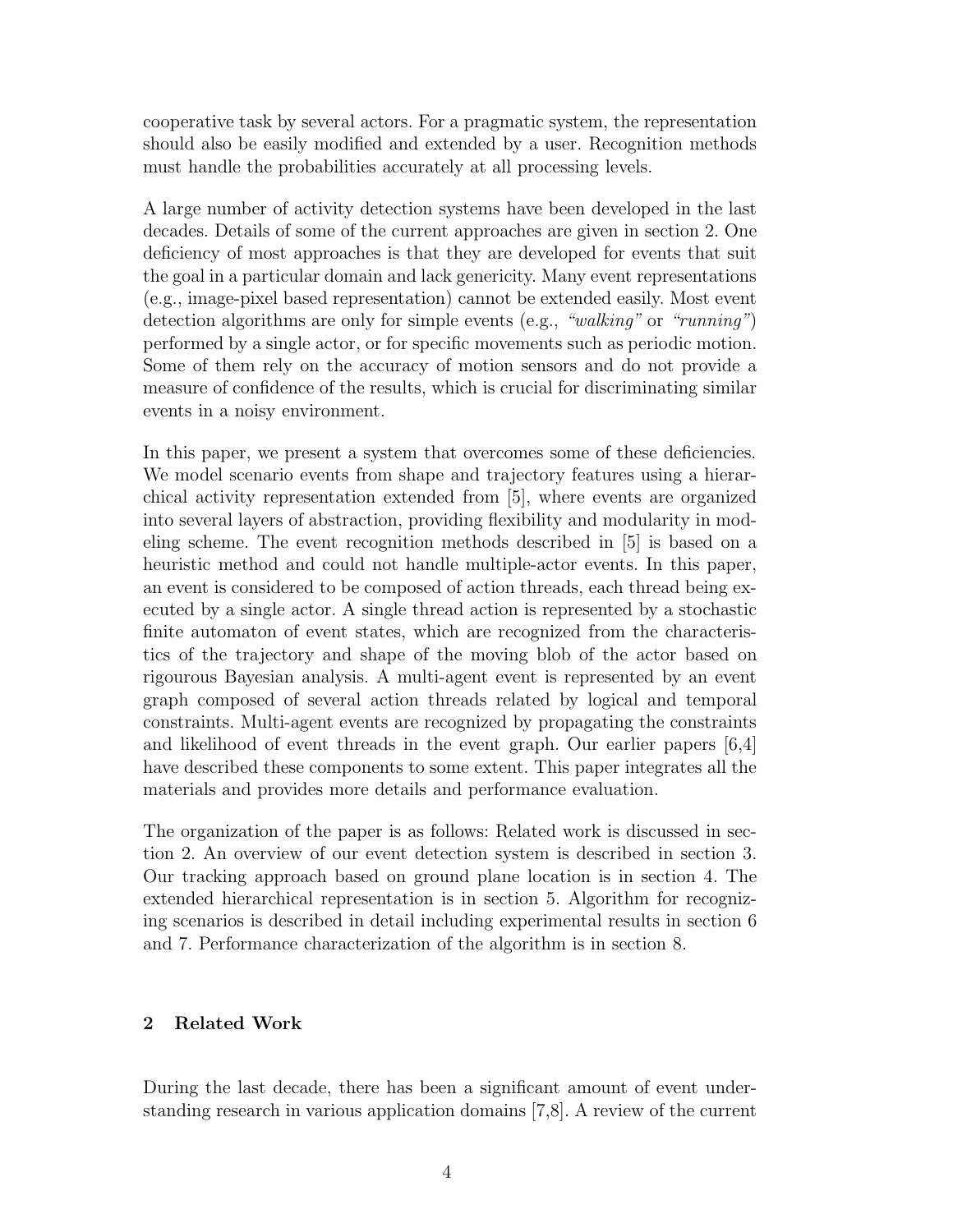cooperative task by several actors. For a pragmatic system, the representation should also be easily modified and extended by a user. Recognition methods must handle the probabilities accurately at all processing levels.

A large number of activity detection systems have been developed in the last decades. Details of some of the current approaches are given in section 2. One deficiency of most approaches is that they are developed for events that suit the goal in a particular domain and lack genericity. Many event representations (e.g., image-pixel based representation) cannot be extended easily. Most event detection algorithms are only for simple events (e.g., *"walking"* or *"running"*) performed by a single actor, or for specific movements such as periodic motion. Some of them rely on the accuracy of motion sensors and do not provide a measure of confidence of the results, which is crucial for discriminating similar events in a noisy environment.

In this paper, we present a system that overcomes some of these deficiencies. We model scenario events from shape and trajectory features using a hierarchical activity representation extended from [5], where events are organized into several layers of abstraction, providing flexibility and modularity in modeling scheme. The event recognition methods described in [5] is based on a heuristic method and could not handle multiple-actor events. In this paper, an event is considered to be composed of action threads, each thread being executed by a single actor. A single thread action is represented by a stochastic finite automaton of event states, which are recognized from the characteristics of the trajectory and shape of the moving blob of the actor based on rigourous Bayesian analysis. A multi-agent event is represented by an event graph composed of several action threads related by logical and temporal constraints. Multi-agent events are recognized by propagating the constraints and likelihood of event threads in the event graph. Our earlier papers [6,4] have described these components to some extent. This paper integrates all the materials and provides more details and performance evaluation.

The organization of the paper is as follows: Related work is discussed in section 2. An overview of our event detection system is described in section 3. Our tracking approach based on ground plane location is in section 4. The extended hierarchical representation is in section 5. Algorithm for recognizing scenarios is described in detail including experimental results in section 6 and 7. Performance characterization of the algorithm is in section 8.

## 2 Related Work

During the last decade, there has been a significant amount of event understanding research in various application domains [7,8]. A review of the current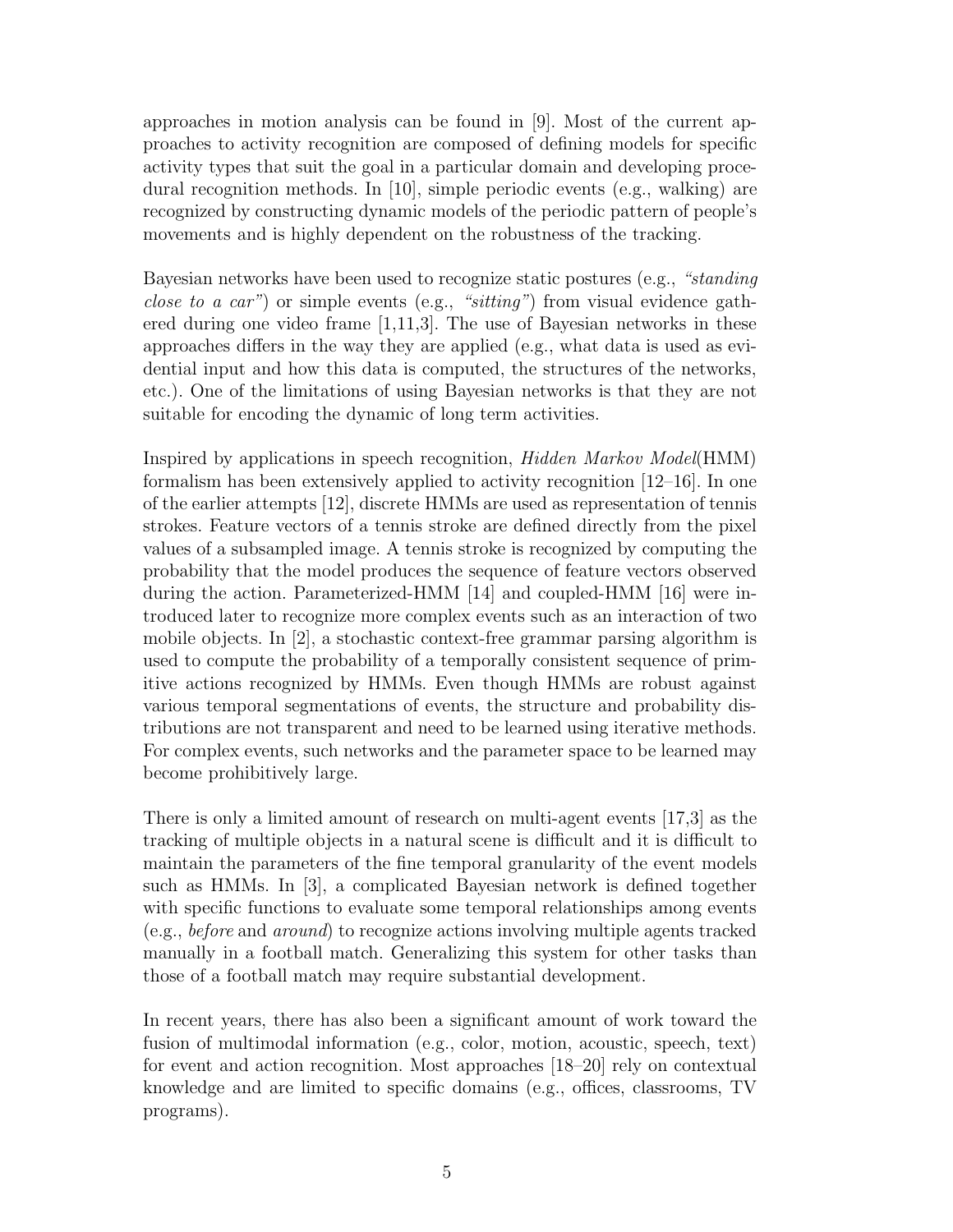approaches in motion analysis can be found in [9]. Most of the current approaches to activity recognition are composed of defining models for specific activity types that suit the goal in a particular domain and developing procedural recognition methods. In [10], simple periodic events (e.g., walking) are recognized by constructing dynamic models of the periodic pattern of people's movements and is highly dependent on the robustness of the tracking.

Bayesian networks have been used to recognize static postures (e.g., *"standing close to a car"*) or simple events (e.g., *"sitting"*) from visual evidence gathered during one video frame [1,11,3]. The use of Bayesian networks in these approaches differs in the way they are applied (e.g., what data is used as evidential input and how this data is computed, the structures of the networks, etc.). One of the limitations of using Bayesian networks is that they are not suitable for encoding the dynamic of long term activities.

Inspired by applications in speech recognition, *Hidden Markov Model*(HMM) formalism has been extensively applied to activity recognition [12–16]. In one of the earlier attempts [12], discrete HMMs are used as representation of tennis strokes. Feature vectors of a tennis stroke are defined directly from the pixel values of a subsampled image. A tennis stroke is recognized by computing the probability that the model produces the sequence of feature vectors observed during the action. Parameterized-HMM [14] and coupled-HMM [16] were introduced later to recognize more complex events such as an interaction of two mobile objects. In [2], a stochastic context-free grammar parsing algorithm is used to compute the probability of a temporally consistent sequence of primitive actions recognized by HMMs. Even though HMMs are robust against various temporal segmentations of events, the structure and probability distributions are not transparent and need to be learned using iterative methods. For complex events, such networks and the parameter space to be learned may become prohibitively large.

There is only a limited amount of research on multi-agent events [17,3] as the tracking of multiple objects in a natural scene is difficult and it is difficult to maintain the parameters of the fine temporal granularity of the event models such as HMMs. In [3], a complicated Bayesian network is defined together with specific functions to evaluate some temporal relationships among events (e.g., *before* and *around*) to recognize actions involving multiple agents tracked manually in a football match. Generalizing this system for other tasks than those of a football match may require substantial development.

In recent years, there has also been a significant amount of work toward the fusion of multimodal information (e.g., color, motion, acoustic, speech, text) for event and action recognition. Most approaches [18–20] rely on contextual knowledge and are limited to specific domains (e.g., offices, classrooms, TV programs).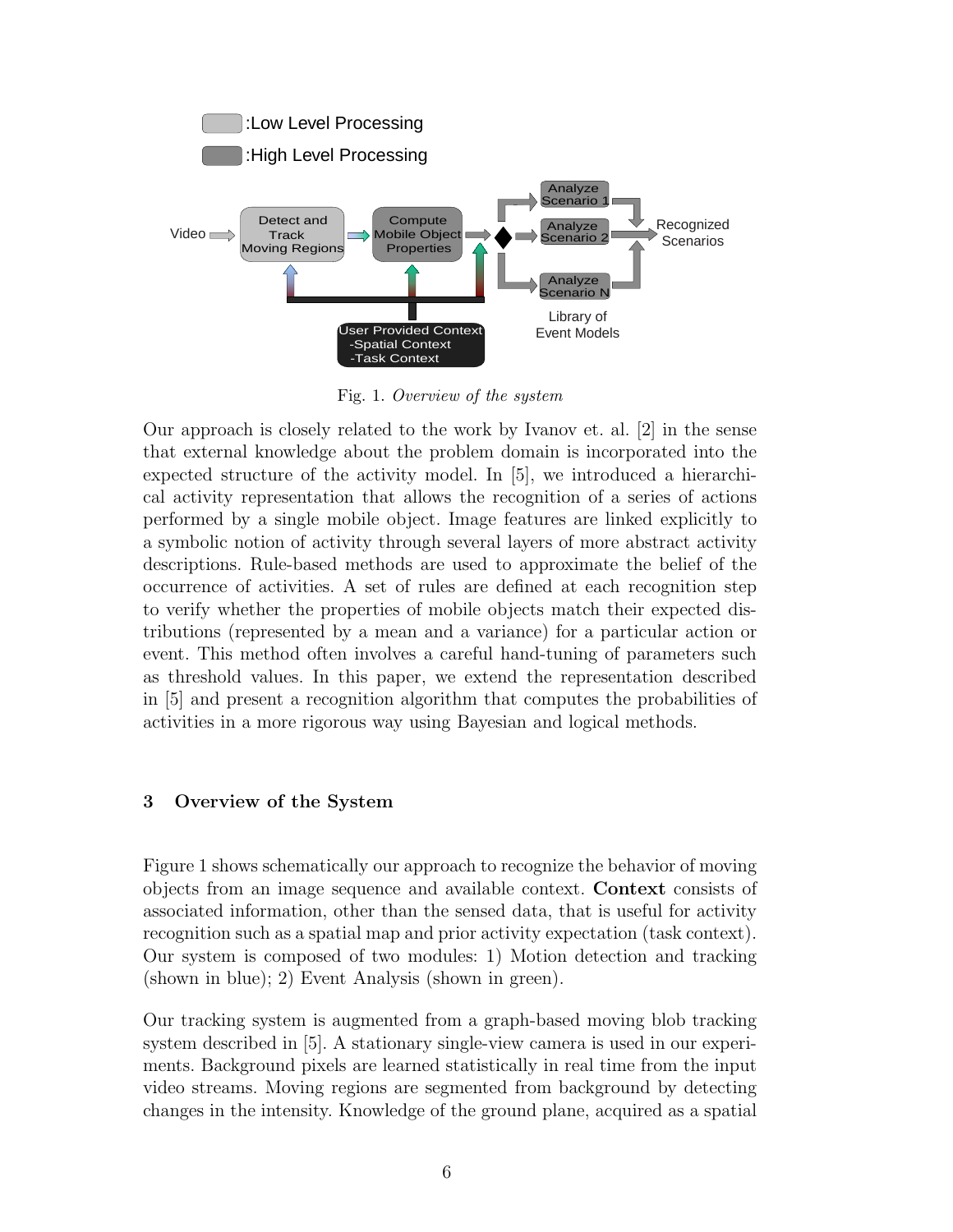Fig. 1. *Overview of the system*

Our approach is closely related to the work by Ivanov et. al. [2] in the sense that external knowledge about the problem domain is incorporated into the expected structure of the activity model. In [5], we introduced a hierarchical activity representation that allows the recognition of a series of actions performed by a single mobile object. Image features are linked explicitly to a symbolic notion of activity through several layers of more abstract activity descriptions. Rule-based methods are used to approximate the belief of the occurrence of activities. A set of rules are defined at each recognition step to verify whether the properties of mobile objects match their expected distributions (represented by a mean and a variance) for a particular action or event. This method often involves a careful hand-tuning of parameters such as threshold values. In this paper, we extend the representation described in [5] and present a recognition algorithm that computes the probabilities of activities in a more rigorous way using Bayesian and logical methods.

## 3 Overview of the System

Figure 1 shows schematically our approach to recognize the behavior of moving objects from an image sequence and available context. **Context** consists of associated information, other than the sensed data, that is useful for activity recognition such as a spatial map and prior activity expectation (task context). Our system is composed of two modules: 1) Motion detection and tracking (shown in blue); 2) Event Analysis (shown in green).

Our tracking system is augmented from a graph-based moving blob tracking system described in [5]. A stationary single-view camera is used in our experiments. Background pixels are learned statistically in real time from the input video streams. Moving regions are segmented from background by detecting changes in the intensity. Knowledge of the ground plane, acquired as a spatial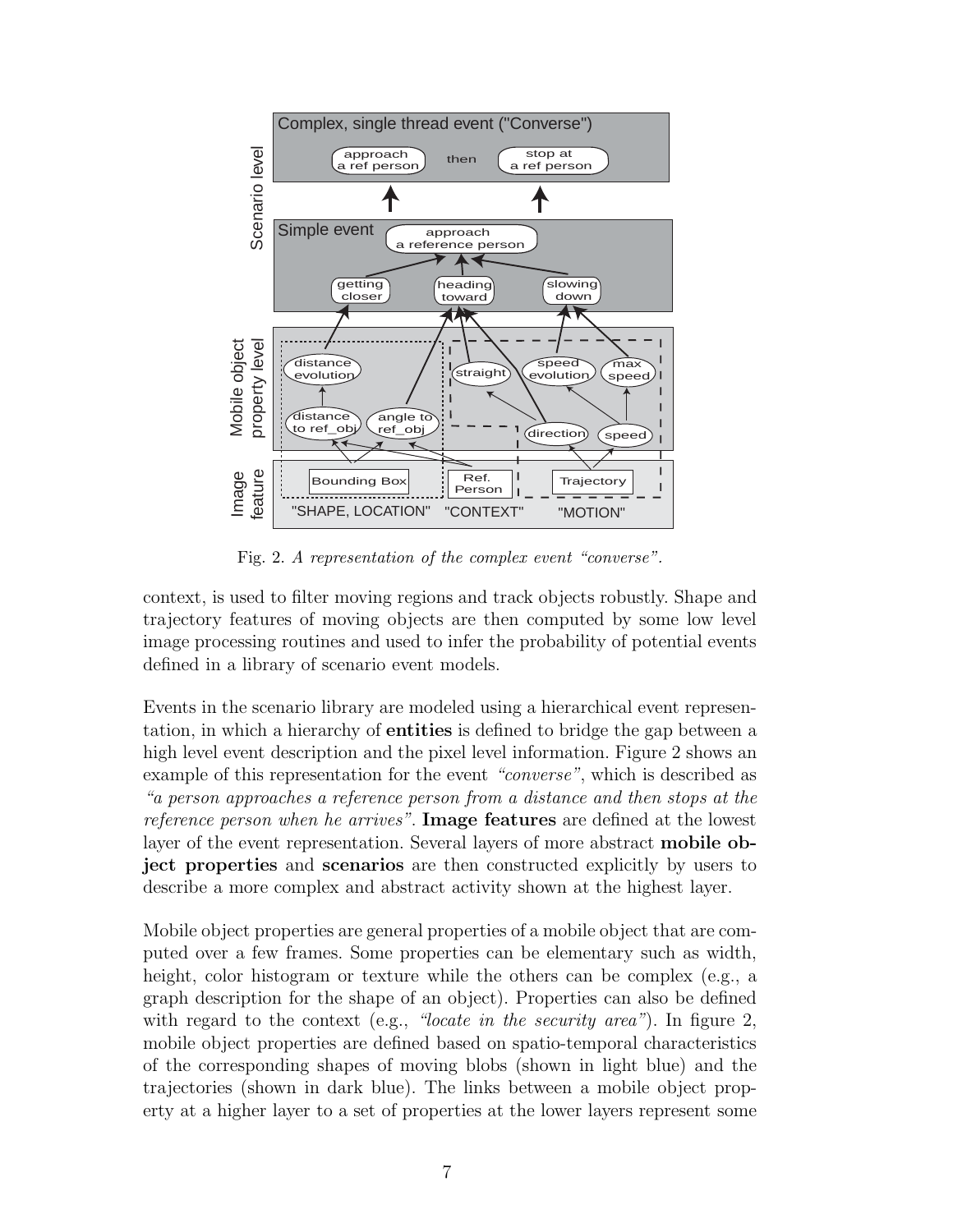Fig. 2. *A representation of the complex event "converse".*

context, is used to filter moving regions and track objects robustly. Shape and trajectory features of moving objects are then computed by some low level image processing routines and used to infer the probability of potential events defined in a library of scenario event models.

Events in the scenario library are modeled using a hierarchical event representation, in which a hierarchy of **entities** is defined to bridge the gap between a high level event description and the pixel level information. Figure 2 shows an example of this representation for the event *"converse"*, which is described as *"a person approaches a reference person from a distance and then stops at the reference person when he arrives"*. **Image features** are defined at the lowest layer of the event representation. Several layers of more abstract **mobile object properties** and **scenarios** are then constructed explicitly by users to describe a more complex and abstract activity shown at the highest layer.

Mobile object properties are general properties of a mobile object that are computed over a few frames. Some properties can be elementary such as width, height, color histogram or texture while the others can be complex (e.g., a graph description for the shape of an object). Properties can also be defined with regard to the context (e.g., *"locate in the security area"*). In figure 2, mobile object properties are defined based on spatio-temporal characteristics of the corresponding shapes of moving blobs (shown in light blue) and the trajectories (shown in dark blue). The links between a mobile object property at a higher layer to a set of properties at the lower layers represent some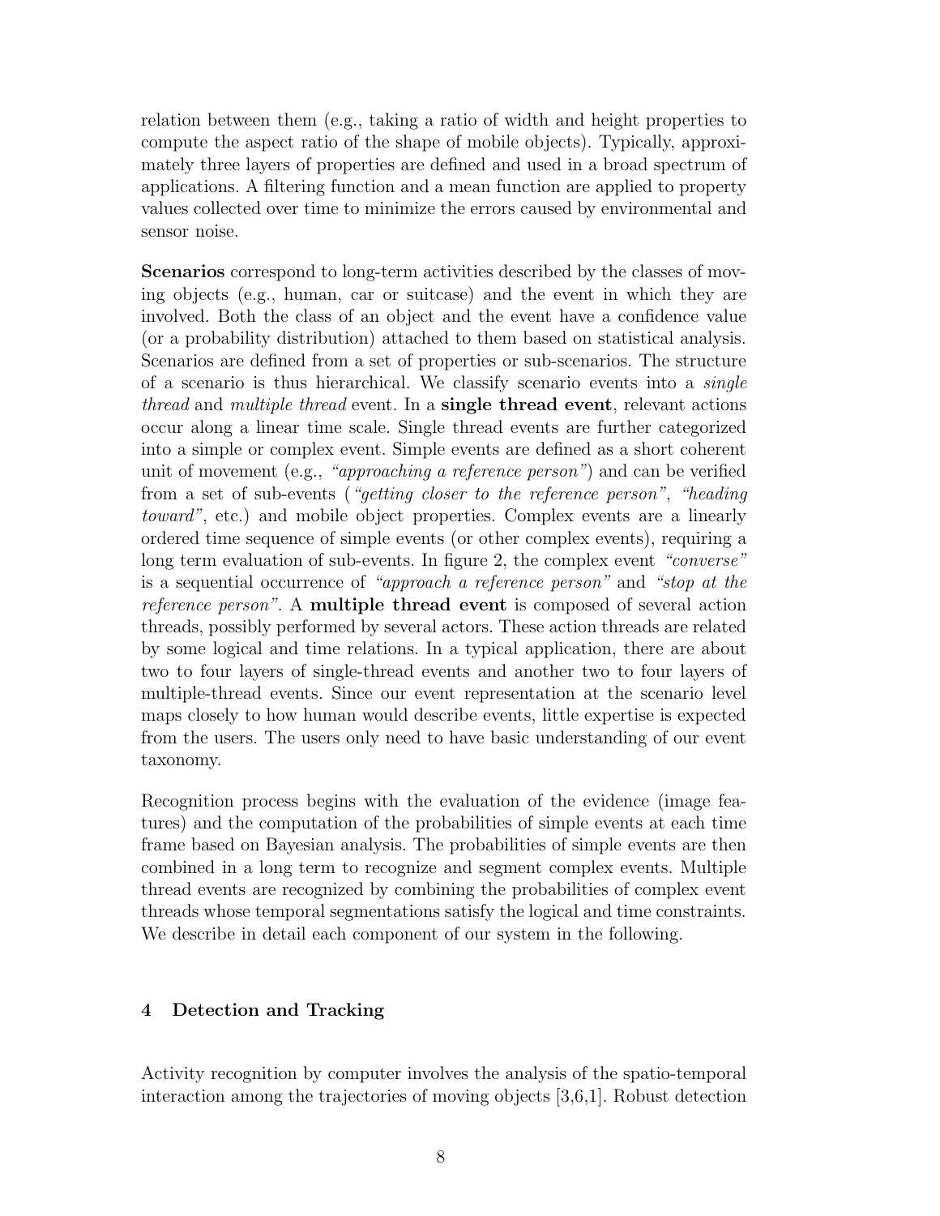relation between them (e.g., taking a ratio of width and height properties to compute the aspect ratio of the shape of mobile objects). Typically, approximately three layers of properties are defined and used in a broad spectrum of applications. A filtering function and a mean function are applied to property values collected over time to minimize the errors caused by environmental and sensor noise.

**Scenarios** correspond to long-term activities described by the classes of moving objects (e.g., human, car or suitcase) and the event in which they are involved. Both the class of an object and the event have a confidence value (or a probability distribution) attached to them based on statistical analysis. Scenarios are defined from a set of properties or sub-scenarios. The structure of a scenario is thus hierarchical. We classify scenario events into a *single thread* and *multiple thread* event. In a **single thread event**, relevant actions occur along a linear time scale. Single thread events are further categorized into a simple or complex event. Simple events are defined as a short coherent unit of movement (e.g., *"approaching a reference person"*) and can be verified from a set of sub-events (*"getting closer to the reference person"*, *"heading toward"*, etc.) and mobile object properties. Complex events are a linearly ordered time sequence of simple events (or other complex events), requiring a long term evaluation of sub-events. In figure 2, the complex event *"converse"* is a sequential occurrence of *"approach a reference person"* and *"stop at the reference person"*. A **multiple thread event** is composed of several action threads, possibly performed by several actors. These action threads are related by some logical and time relations. In a typical application, there are about two to four layers of single-thread events and another two to four layers of multiple-thread events. Since our event representation at the scenario level maps closely to how human would describe events, little expertise is expected from the users. The users only need to have basic understanding of our event taxonomy.

Recognition process begins with the evaluation of the evidence (image features) and the computation of the probabilities of simple events at each time frame based on Bayesian analysis. The probabilities of simple events are then combined in a long term to recognize and segment complex events. Multiple thread events are recognized by combining the probabilities of complex event threads whose temporal segmentations satisfy the logical and time constraints. We describe in detail each component of our system in the following.

## 4 Detection and Tracking

Activity recognition by computer involves the analysis of the spatio-temporal interaction among the trajectories of moving objects [3,6,1]. Robust detection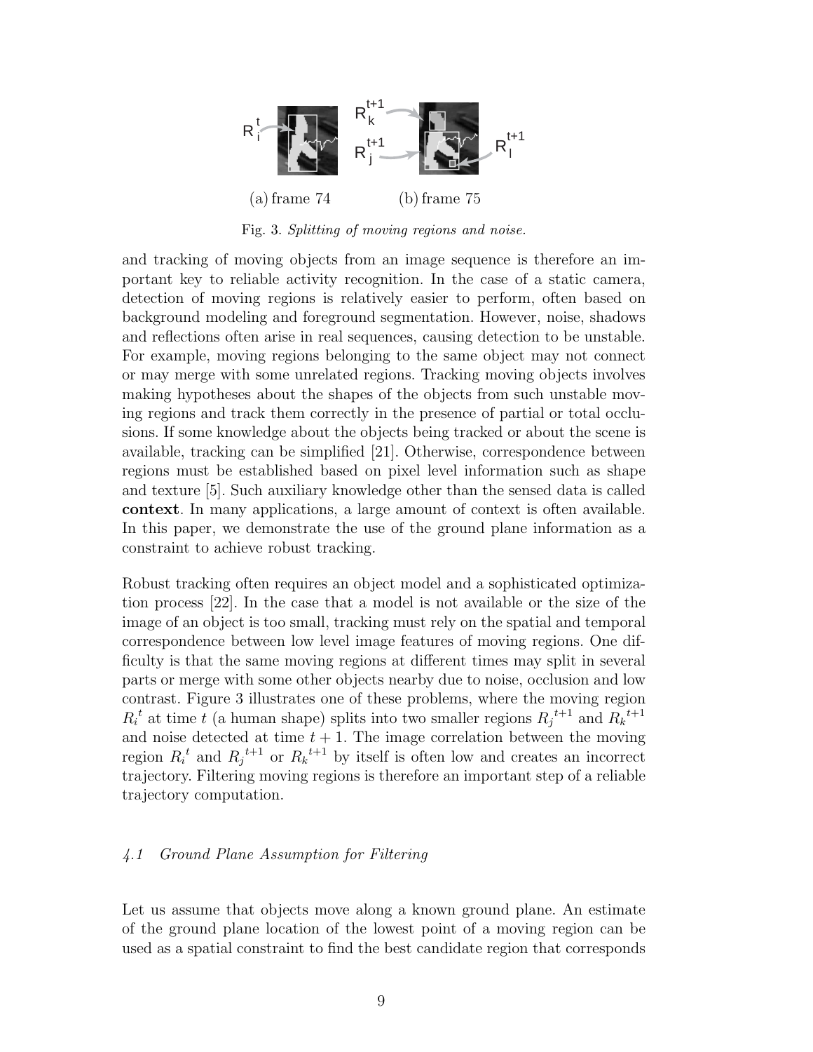(a) frame 74 (b) frame 75

Fig. 3. *Splitting of moving regions and noise.*

and tracking of moving objects from an image sequence is therefore an important key to reliable activity recognition. In the case of a static camera, detection of moving regions is relatively easier to perform, often based on background modeling and foreground segmentation. However, noise, shadows and reflections often arise in real sequences, causing detection to be unstable. For example, moving regions belonging to the same object may not connect or may merge with some unrelated regions. Tracking moving objects involves making hypotheses about the shapes of the objects from such unstable moving regions and track them correctly in the presence of partial or total occlusions. If some knowledge about the objects being tracked or about the scene is available, tracking can be simplified [21]. Otherwise, correspondence between regions must be established based on pixel level information such as shape and texture [5]. Such auxiliary knowledge other than the sensed data is called **context**. In many applications, a large amount of context is often available. In this paper, we demonstrate the use of the ground plane information as a constraint to achieve robust tracking.

Robust tracking often requires an object model and a sophisticated optimization process [22]. In the case that a model is not available or the size of the image of an object is too small, tracking must rely on the spatial and temporal correspondence between low level image features of moving regions. One difficulty is that the same moving regions at different times may split in several parts or merge with some other objects nearby due to noise, occlusion and low contrast. Figure 3 illustrates one of these problems, where the moving region ${R_i}^t$ at time $t$ (a human shape) splits into two smaller regions ${R_j}^{t+1}$ and ${R_k}^{t+1}$ and noise detected at time $t+1$. The image correlation between the moving region ${R_i}^t$ and ${R_j}^{t+1}$ or ${R_k}^{t+1}$ by itself is often low and creates an incorrect trajectory. Filtering moving regions is therefore an important step of a reliable trajectory computation.

### *4.1 Ground Plane Assumption for Filtering*

Let us assume that objects move along a known ground plane. An estimate of the ground plane location of the lowest point of a moving region can be used as a spatial constraint to find the best candidate region that corresponds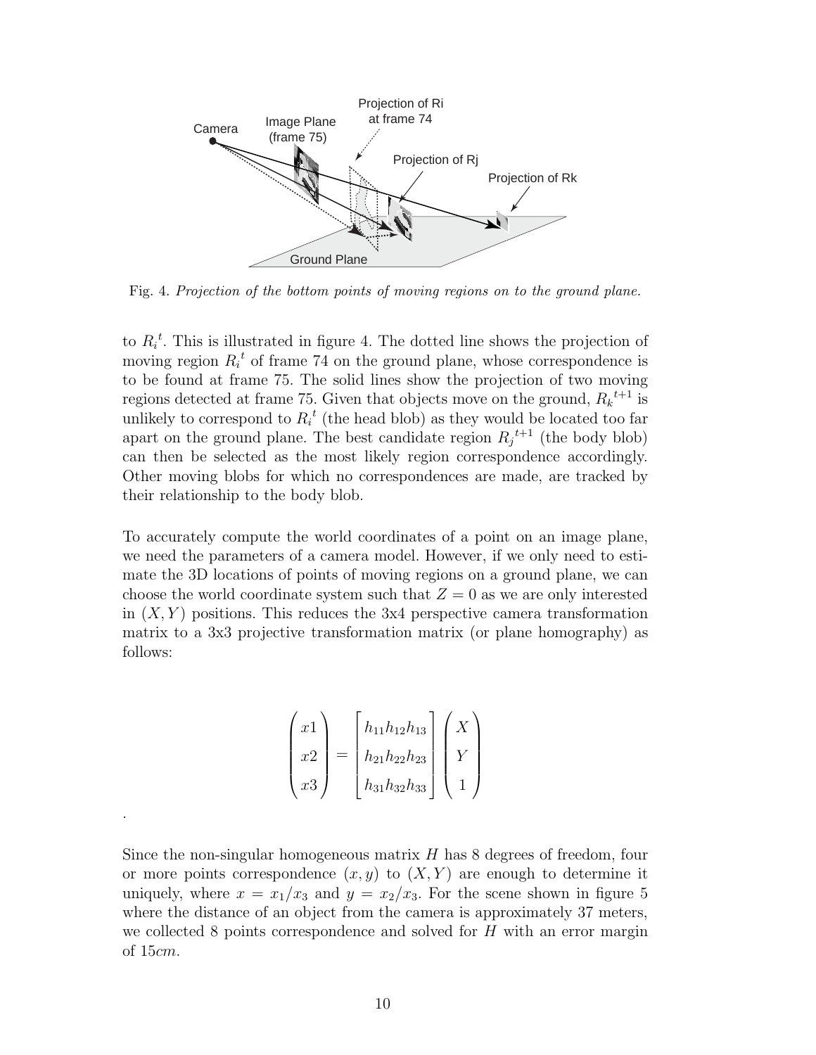Fig. 4. *Projection of the bottom points of moving regions on to the ground plane.*

to ${R_i}^t$. This is illustrated in figure 4. The dotted line shows the projection of moving region ${R_i}^t$ of frame 74 on the ground plane, whose correspondence is to be found at frame 75. The solid lines show the projection of two moving regions detected at frame 75. Given that objects move on the ground, ${R_k}^{t+1}$ is unlikely to correspond to ${R_i}^t$ (the head blob) as they would be located too far apart on the ground plane. The best candidate region ${R_j}^{t+1}$ (the body blob) can then be selected as the most likely region correspondence accordingly. Other moving blobs for which no correspondences are made, are tracked by their relationship to the body blob.

To accurately compute the world coordinates of a point on an image plane, we need the parameters of a camera model. However, if we only need to estimate the 3D locations of points of moving regions on a ground plane, we can choose the world coordinate system such that $Z = 0$ as we are only interested in $(X, Y)$ positions. This reduces the 3x4 perspective camera transformation matrix to a 3x3 projective transformation matrix (or plane homography) as follows:

$$\begin{pmatrix} x1 \\ x2 \\ x3 \end{pmatrix} = \begin{bmatrix} h_{11}h_{12}h_{13} \\ h_{21}h_{22}h_{23} \\ h_{31}h_{32}h_{33} \end{bmatrix} \begin{pmatrix} X \\ Y \\ 1 \end{pmatrix}$$

.

Since the non-singular homogeneous matrix $H$ has 8 degrees of freedom, four or more points correspondence $(x, y)$ to $(X, Y)$ are enough to determine it uniquely, where $x = x_1/x_3$ and $y = x_2/x_3$. For the scene shown in figure 5 where the distance of an object from the camera is approximately 37 meters, we collected 8 points correspondence and solved for $H$ with an error margin of $15cm$.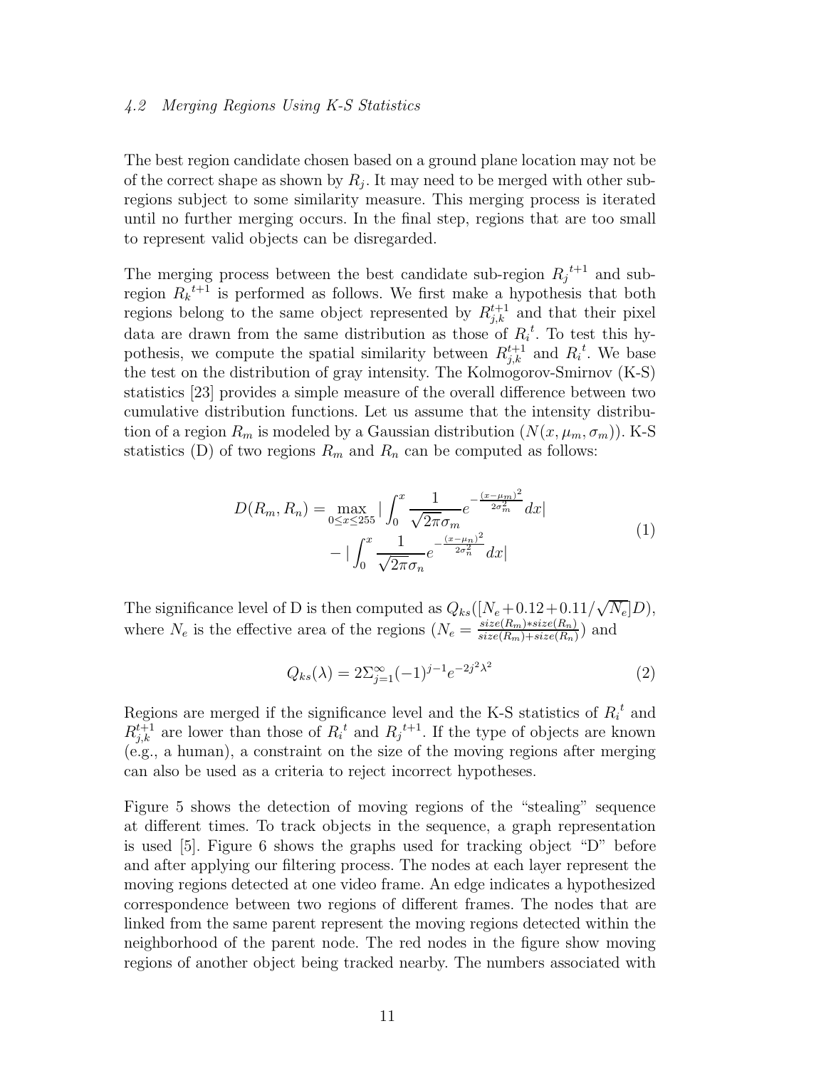### 4.2 Merging Regions Using K-S Statistics

The best region candidate chosen based on a ground plane location may not be of the correct shape as shown by $R_j$. It may need to be merged with other sub-regions subject to some similarity measure. This merging process is iterated until no further merging occurs. In the final step, regions that are too small to represent valid objects can be disregarded.

The merging process between the best candidate sub-region ${R_j}^{t+1}$ and sub-region ${R_k}^{t+1}$ is performed as follows. We first make a hypothesis that both regions belong to the same object represented by $R_{j,k}^{t+1}$ and that their pixel data are drawn from the same distribution as those of ${R_i}^t$. To test this hypothesis, we compute the spatial similarity between $R_{j,k}^{t+1}$ and ${R_i}^t$. We base the test on the distribution of gray intensity. The Kolmogorov-Smirnov (K-S) statistics [23] provides a simple measure of the overall difference between two cumulative distribution functions. Let us assume that the intensity distribution of a region $R_m$ is modeled by a Gaussian distribution ($N(x, \mu_m, \sigma_m)$). K-S statistics (D) of two regions $R_m$ and $R_n$ can be computed as follows:

$$
\begin{aligned}
D(R_m, R_n) = \max_{0 \leq x \leq 255} | \int_0^x \frac{1}{\sqrt{2\pi}\sigma_m} e^{-\frac{(x-\mu_m)^2}{2\sigma_m^2}} dx| \\
- | \int_0^x \frac{1}{\sqrt{2\pi}\sigma_n} e^{-\frac{(x-\mu_n)^2}{2\sigma_n^2}} dx|
\end{aligned} \tag{1}
$$

The significance level of D is then computed as $Q_{ks}([N_e + 0.12 + 0.11/\sqrt{N_e}]D)$, where $N_e$ is the effective area of the regions ($N_e = \frac{size(R_m)*size(R_n)}{size(R_m)+size(R_n)}$) and

$$
Q_{ks}(\lambda) = 2\Sigma_{j=1}^{\infty}(-1)^{j-1}e^{-2j^2\lambda^2} \tag{2}
$$

Regions are merged if the significance level and the K-S statistics of ${R_i}^t$ and $R_{j,k}^{t+1}$ are lower than those of ${R_i}^t$ and ${R_j}^{t+1}$. If the type of objects are known (e.g., a human), a constraint on the size of the moving regions after merging can also be used as a criteria to reject incorrect hypotheses.

Figure 5 shows the detection of moving regions of the "stealing" sequence at different times. To track objects in the sequence, a graph representation is used [5]. Figure 6 shows the graphs used for tracking object "D" before and after applying our filtering process. The nodes at each layer represent the moving regions detected at one video frame. An edge indicates a hypothesized correspondence between two regions of different frames. The nodes that are linked from the same parent represent the moving regions detected within the neighborhood of the parent node. The red nodes in the figure show moving regions of another object being tracked nearby. The numbers associated with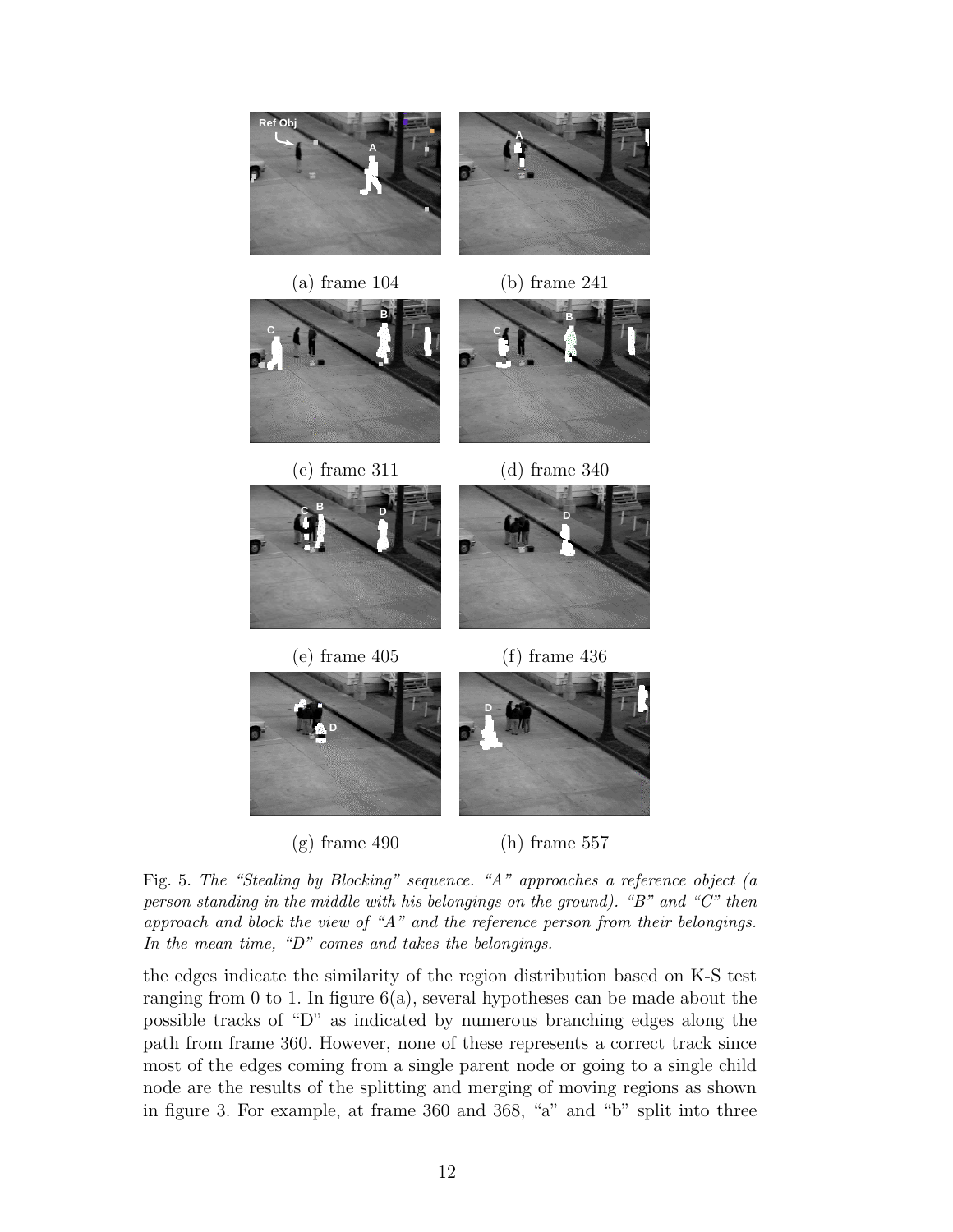(a) frame 104 (b) frame 241

(c) frame 311 (d) frame 340

(e) frame 405 (f) frame 436

(g) frame 490 (h) frame 557

Fig. 5. *The "Stealing by Blocking" sequence. "A" approaches a reference object (a person standing in the middle with his belongings on the ground). "B" and "C" then approach and block the view of "A" and the reference person from their belongings. In the mean time, "D" comes and takes the belongings.*

the edges indicate the similarity of the region distribution based on K-S test ranging from 0 to 1. In figure 6(a), several hypotheses can be made about the possible tracks of "D" as indicated by numerous branching edges along the path from frame 360. However, none of these represents a correct track since most of the edges coming from a single parent node or going to a single child node are the results of the splitting and merging of moving regions as shown in figure 3. For example, at frame 360 and 368, "a" and "b" split into three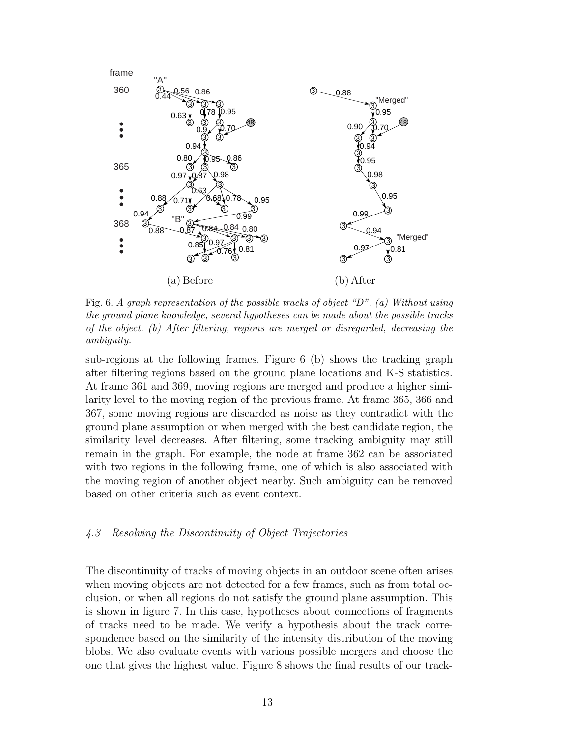Fig. 6. *A graph representation of the possible tracks of object "D". (a) Without using the ground plane knowledge, several hypotheses can be made about the possible tracks of the object. (b) After filtering, regions are merged or disregarded, decreasing the ambiguity.*

sub-regions at the following frames. Figure 6 (b) shows the tracking graph after filtering regions based on the ground plane locations and K-S statistics. At frame 361 and 369, moving regions are merged and produce a higher similarity level to the moving region of the previous frame. At frame 365, 366 and 367, some moving regions are discarded as noise as they contradict with the ground plane assumption or when merged with the best candidate region, the similarity level decreases. After filtering, some tracking ambiguity may still remain in the graph. For example, the node at frame 362 can be associated with two regions in the following frame, one of which is also associated with the moving region of another object nearby. Such ambiguity can be removed based on other criteria such as event context.

### *4.3 Resolving the Discontinuity of Object Trajectories*

The discontinuity of tracks of moving objects in an outdoor scene often arises when moving objects are not detected for a few frames, such as from total occlusion, or when all regions do not satisfy the ground plane assumption. This is shown in figure 7. In this case, hypotheses about connections of fragments of tracks need to be made. We verify a hypothesis about the track correspondence based on the similarity of the intensity distribution of the moving blobs. We also evaluate events with various possible mergers and choose the one that gives the highest value. Figure 8 shows the final results of our track-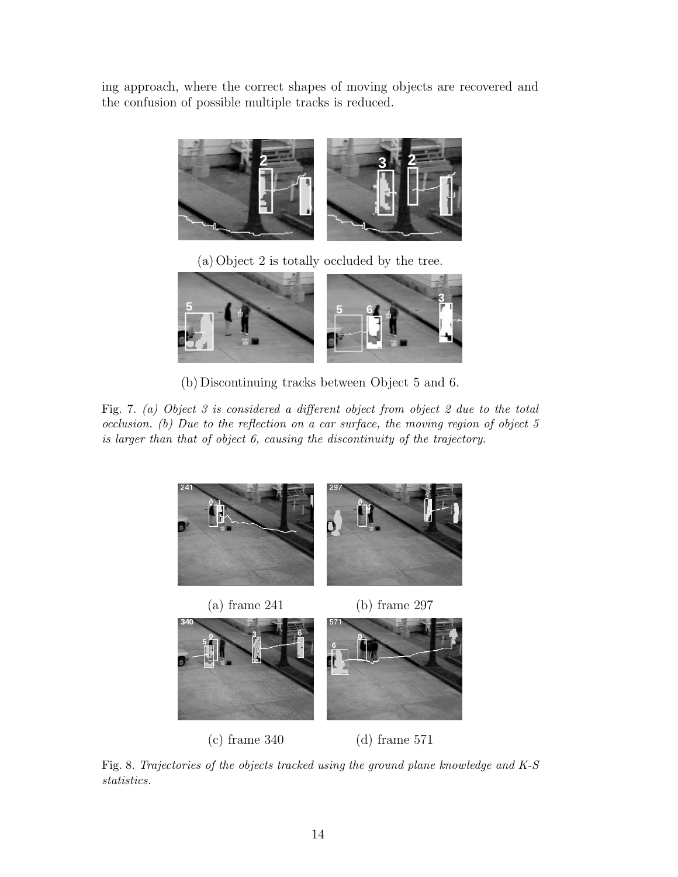ing approach, where the correct shapes of moving objects are recovered and the confusion of possible multiple tracks is reduced.

(a) Object 2 is totally occluded by the tree.

(b) Discontinuing tracks between Object 5 and 6.

Fig. 7. *(a) Object 3 is considered a different object from object 2 due to the total occlusion. (b) Due to the reflection on a car surface, the moving region of object 5 is larger than that of object 6, causing the discontinuity of the trajectory.*

(a) frame 241

(b) frame 297

(c) frame 340

(d) frame 571

Fig. 8. *Trajectories of the objects tracked using the ground plane knowledge and K-S statistics.*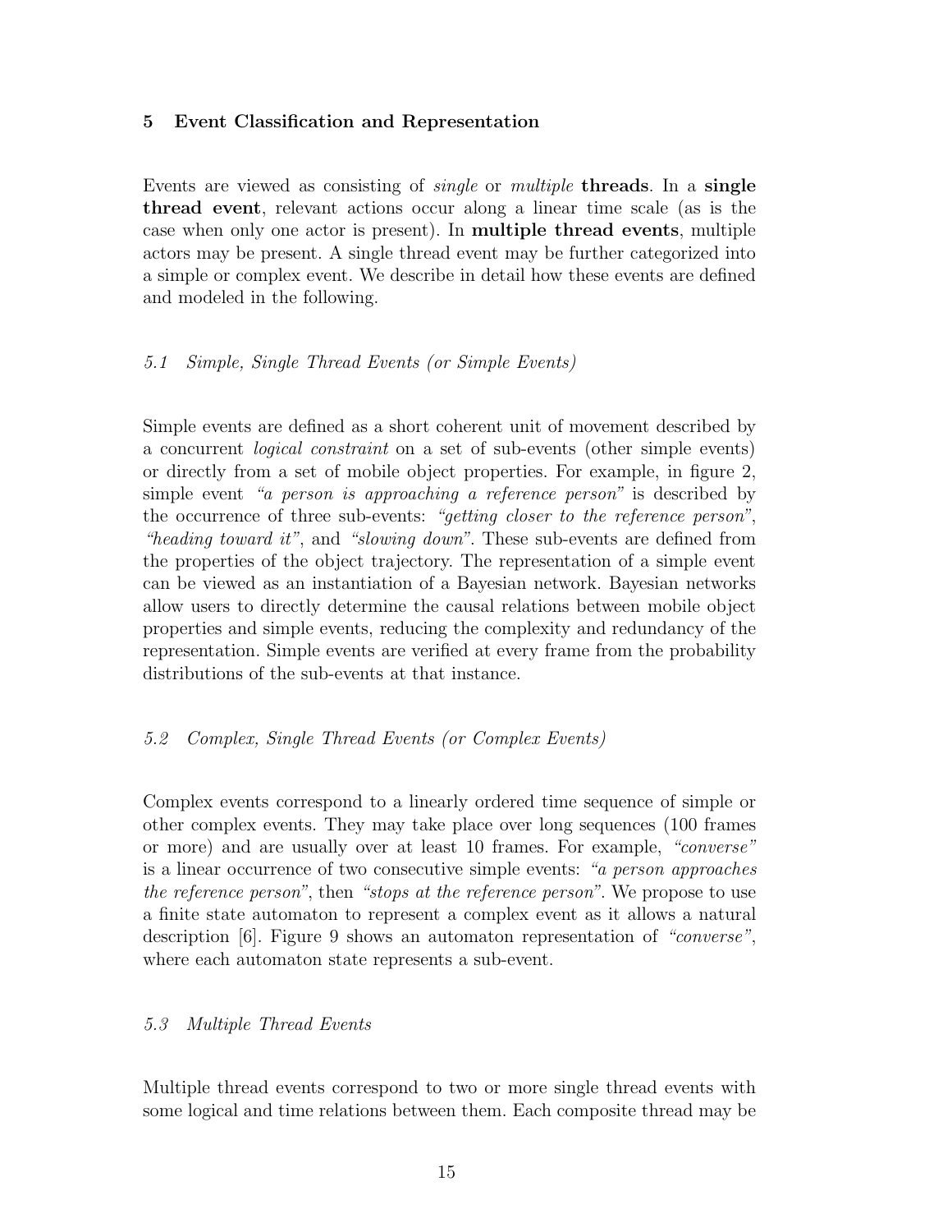## 5 Event Classification and Representation

Events are viewed as consisting of *single* or *multiple* **threads**. In a **single thread event**, relevant actions occur along a linear time scale (as is the case when only one actor is present). In **multiple thread events**, multiple actors may be present. A single thread event may be further categorized into a simple or complex event. We describe in detail how these events are defined and modeled in the following.

### *5.1 Simple, Single Thread Events (or Simple Events)*

Simple events are defined as a short coherent unit of movement described by a concurrent *logical constraint* on a set of sub-events (other simple events) or directly from a set of mobile object properties. For example, in figure 2, simple event *"a person is approaching a reference person"* is described by the occurrence of three sub-events: *"getting closer to the reference person"*, *"heading toward it"*, and *"slowing down"*. These sub-events are defined from the properties of the object trajectory. The representation of a simple event can be viewed as an instantiation of a Bayesian network. Bayesian networks allow users to directly determine the causal relations between mobile object properties and simple events, reducing the complexity and redundancy of the representation. Simple events are verified at every frame from the probability distributions of the sub-events at that instance.

### *5.2 Complex, Single Thread Events (or Complex Events)*

Complex events correspond to a linearly ordered time sequence of simple or other complex events. They may take place over long sequences (100 frames or more) and are usually over at least 10 frames. For example, *"converse"* is a linear occurrence of two consecutive simple events: *"a person approaches the reference person"*, then *"stops at the reference person"*. We propose to use a finite state automaton to represent a complex event as it allows a natural description [6]. Figure 9 shows an automaton representation of *"converse"*, where each automaton state represents a sub-event.

### *5.3 Multiple Thread Events*

Multiple thread events correspond to two or more single thread events with some logical and time relations between them. Each composite thread may be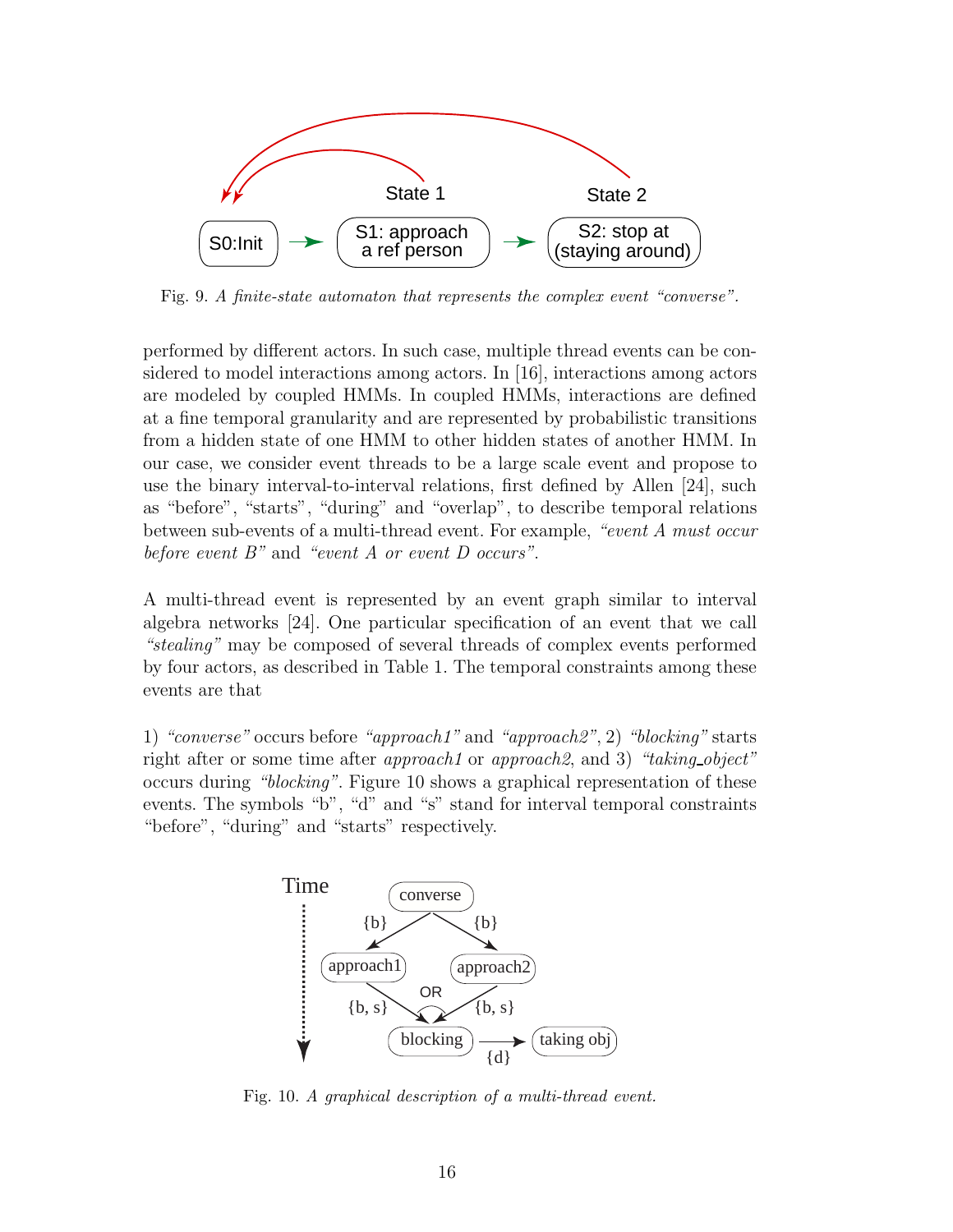Fig. 9. *A finite-state automaton that represents the complex event "converse".*

performed by different actors. In such case, multiple thread events can be considered to model interactions among actors. In [16], interactions among actors are modeled by coupled HMMs. In coupled HMMs, interactions are defined at a fine temporal granularity and are represented by probabilistic transitions from a hidden state of one HMM to other hidden states of another HMM. In our case, we consider event threads to be a large scale event and propose to use the binary interval-to-interval relations, first defined by Allen [24], such as "before", "starts", "during" and "overlap", to describe temporal relations between sub-events of a multi-thread event. For example, *"event A must occur before event B"* and *"event A or event D occurs"*.

A multi-thread event is represented by an event graph similar to interval algebra networks [24]. One particular specification of an event that we call *"stealing"* may be composed of several threads of complex events performed by four actors, as described in Table 1. The temporal constraints among these events are that

1) *"converse"* occurs before *"approach1"* and *"approach2"*, 2) *"blocking"* starts right after or some time after *approach1* or *approach2*, and 3) *"taking_object"* occurs during *"blocking"*. Figure 10 shows a graphical representation of these events. The symbols "b", "d" and "s" stand for interval temporal constraints "before", "during" and "starts" respectively.

Fig. 10. *A graphical description of a multi-thread event.*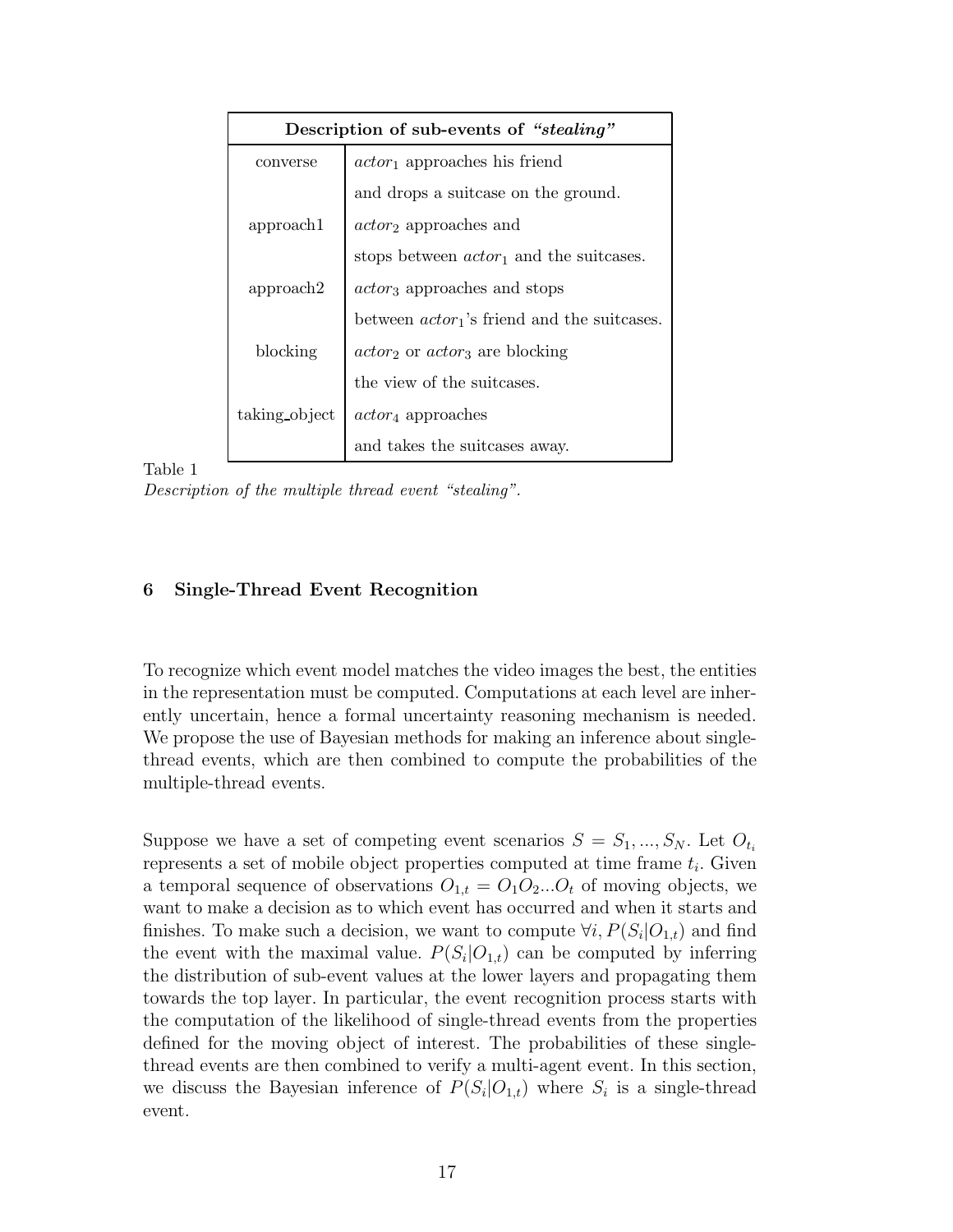| Description of sub-events of *"stealing"* | |
|---|---|
| converse | $actor_1$ approaches his friend and drops a suitcase on the ground. |
| approach1 | $actor_2$ approaches and stops between $actor_1$ and the suitcases. |
| approach2 | $actor_3$ approaches and stops between $actor_1$'s friend and the suitcases. |
| blocking | $actor_2$ or $actor_3$ are blocking the view of the suitcases. |
| taking_object | $actor_4$ approaches and takes the suitcases away. |

Table 1
*Description of the multiple thread event "stealing".*

## 6 Single-Thread Event Recognition

To recognize which event model matches the video images the best, the entities in the representation must be computed. Computations at each level are inherently uncertain, hence a formal uncertainty reasoning mechanism is needed. We propose the use of Bayesian methods for making an inference about single-thread events, which are then combined to compute the probabilities of the multiple-thread events.

Suppose we have a set of competing event scenarios $S = S_1, ..., S_N$. Let $O_{t_i}$ represents a set of mobile object properties computed at time frame $t_i$. Given a temporal sequence of observations $O_{1,t} = O_1 O_2 ... O_t$ of moving objects, we want to make a decision as to which event has occurred and when it starts and finishes. To make such a decision, we want to compute $\forall i, P(S_i|O_{1,t})$ and find the event with the maximal value. $P(S_i|O_{1,t})$ can be computed by inferring the distribution of sub-event values at the lower layers and propagating them towards the top layer. In particular, the event recognition process starts with the computation of the likelihood of single-thread events from the properties defined for the moving object of interest. The probabilities of these single-thread events are then combined to verify a multi-agent event. In this section, we discuss the Bayesian inference of $P(S_i|O_{1,t})$ where $S_i$ is a single-thread event.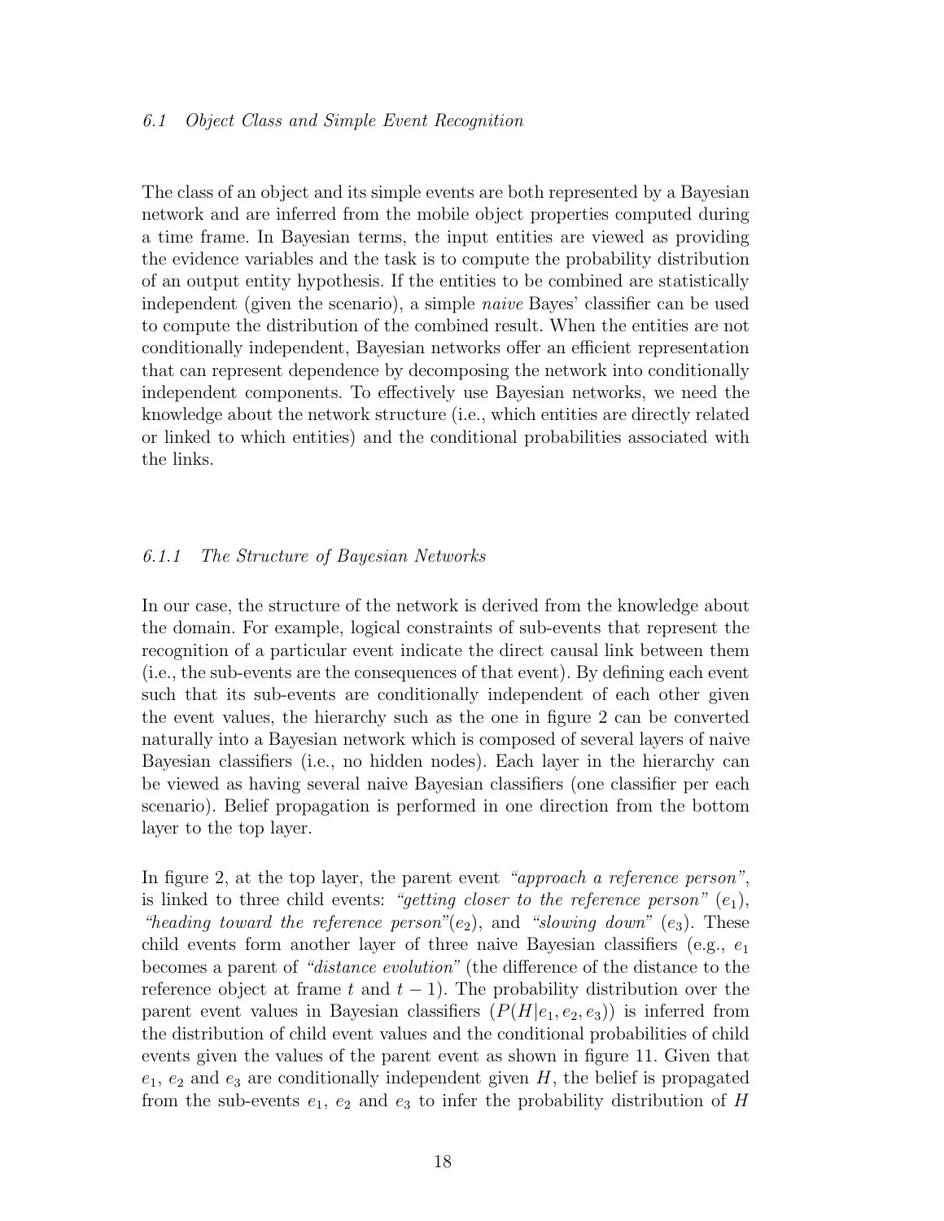### 6.1 *Object Class and Simple Event Recognition*

The class of an object and its simple events are both represented by a Bayesian network and are inferred from the mobile object properties computed during a time frame. In Bayesian terms, the input entities are viewed as providing the evidence variables and the task is to compute the probability distribution of an output entity hypothesis. If the entities to be combined are statistically independent (given the scenario), a simple *naive* Bayes' classifier can be used to compute the distribution of the combined result. When the entities are not conditionally independent, Bayesian networks offer an efficient representation that can represent dependence by decomposing the network into conditionally independent components. To effectively use Bayesian networks, we need the knowledge about the network structure (i.e., which entities are directly related or linked to which entities) and the conditional probabilities associated with the links.

#### 6.1.1 *The Structure of Bayesian Networks*

In our case, the structure of the network is derived from the knowledge about the domain. For example, logical constraints of sub-events that represent the recognition of a particular event indicate the direct causal link between them (i.e., the sub-events are the consequences of that event). By defining each event such that its sub-events are conditionally independent of each other given the event values, the hierarchy such as the one in figure 2 can be converted naturally into a Bayesian network which is composed of several layers of naive Bayesian classifiers (i.e., no hidden nodes). Each layer in the hierarchy can be viewed as having several naive Bayesian classifiers (one classifier per each scenario). Belief propagation is performed in one direction from the bottom layer to the top layer.

In figure 2, at the top layer, the parent event *"approach a reference person"*, is linked to three child events: *"getting closer to the reference person"* ($e_1$), *"heading toward the reference person"*($e_2$), and *"slowing down"* ($e_3$). These child events form another layer of three naive Bayesian classifiers (e.g., $e_1$ becomes a parent of *"distance evolution"* (the difference of the distance to the reference object at frame $t$ and $t-1$). The probability distribution over the parent event values in Bayesian classifiers ($P(H|e_1, e_2, e_3)$) is inferred from the distribution of child event values and the conditional probabilities of child events given the values of the parent event as shown in figure 11. Given that $e_1$, $e_2$ and $e_3$ are conditionally independent given $H$, the belief is propagated from the sub-events $e_1$, $e_2$ and $e_3$ to infer the probability distribution of $H$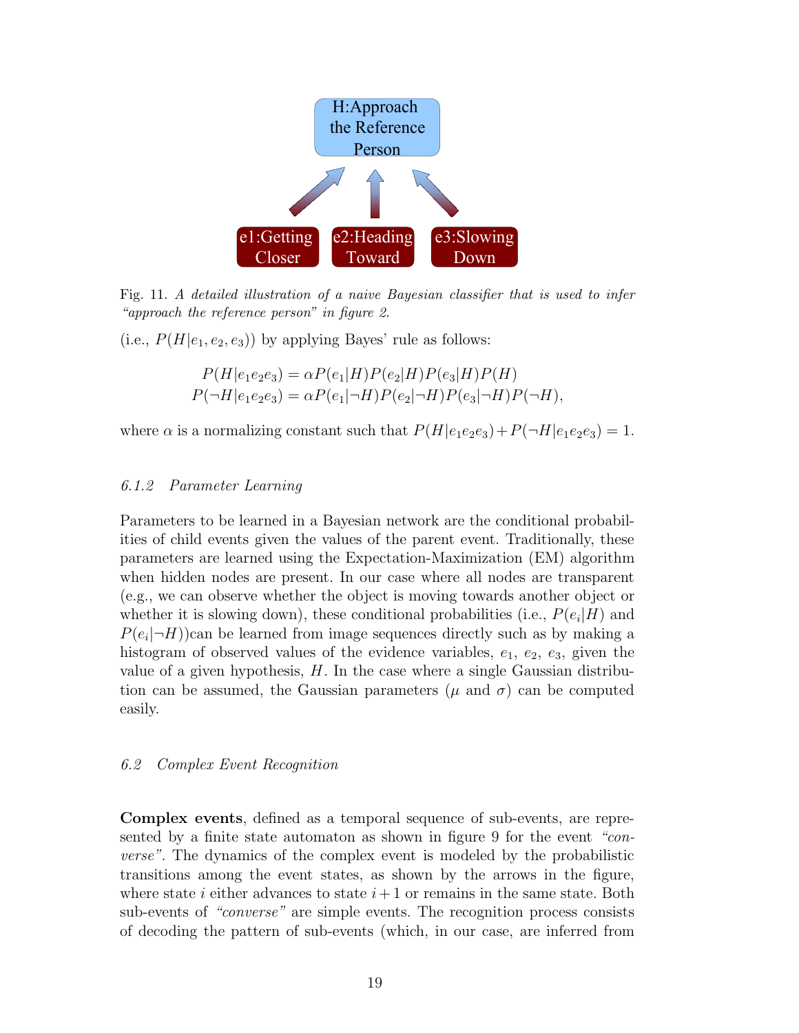Fig. 11. *A detailed illustration of a naive Bayesian classifier that is used to infer "approach the reference person" in figure 2.*

(i.e., $P(H|e_1, e_2, e_3)$) by applying Bayes' rule as follows:

$$P(H|e_1e_2e_3) = \alpha P(e_1|H)P(e_2|H)P(e_3|H)P(H)$$
$$P(\neg H|e_1e_2e_3) = \alpha P(e_1|\neg H)P(e_2|\neg H)P(e_3|\neg H)P(\neg H),$$

where $\alpha$ is a normalizing constant such that $P(H|e_1e_2e_3) + P(\neg H|e_1e_2e_3) = 1$.

#### *6.1.2 Parameter Learning*

Parameters to be learned in a Bayesian network are the conditional probabilities of child events given the values of the parent event. Traditionally, these parameters are learned using the Expectation-Maximization (EM) algorithm when hidden nodes are present. In our case where all nodes are transparent (e.g., we can observe whether the object is moving towards another object or whether it is slowing down), these conditional probabilities (i.e., $P(e_i|H)$ and $P(e_i|\neg H)$)can be learned from image sequences directly such as by making a histogram of observed values of the evidence variables, $e_1$, $e_2$, $e_3$, given the value of a given hypothesis, $H$. In the case where a single Gaussian distribution can be assumed, the Gaussian parameters ($\mu$ and $\sigma$) can be computed easily.

### *6.2 Complex Event Recognition*

**Complex events**, defined as a temporal sequence of sub-events, are represented by a finite state automaton as shown in figure 9 for the event *"converse"*. The dynamics of the complex event is modeled by the probabilistic transitions among the event states, as shown by the arrows in the figure, where state $i$ either advances to state $i+1$ or remains in the same state. Both sub-events of *"converse"* are simple events. The recognition process consists of decoding the pattern of sub-events (which, in our case, are inferred from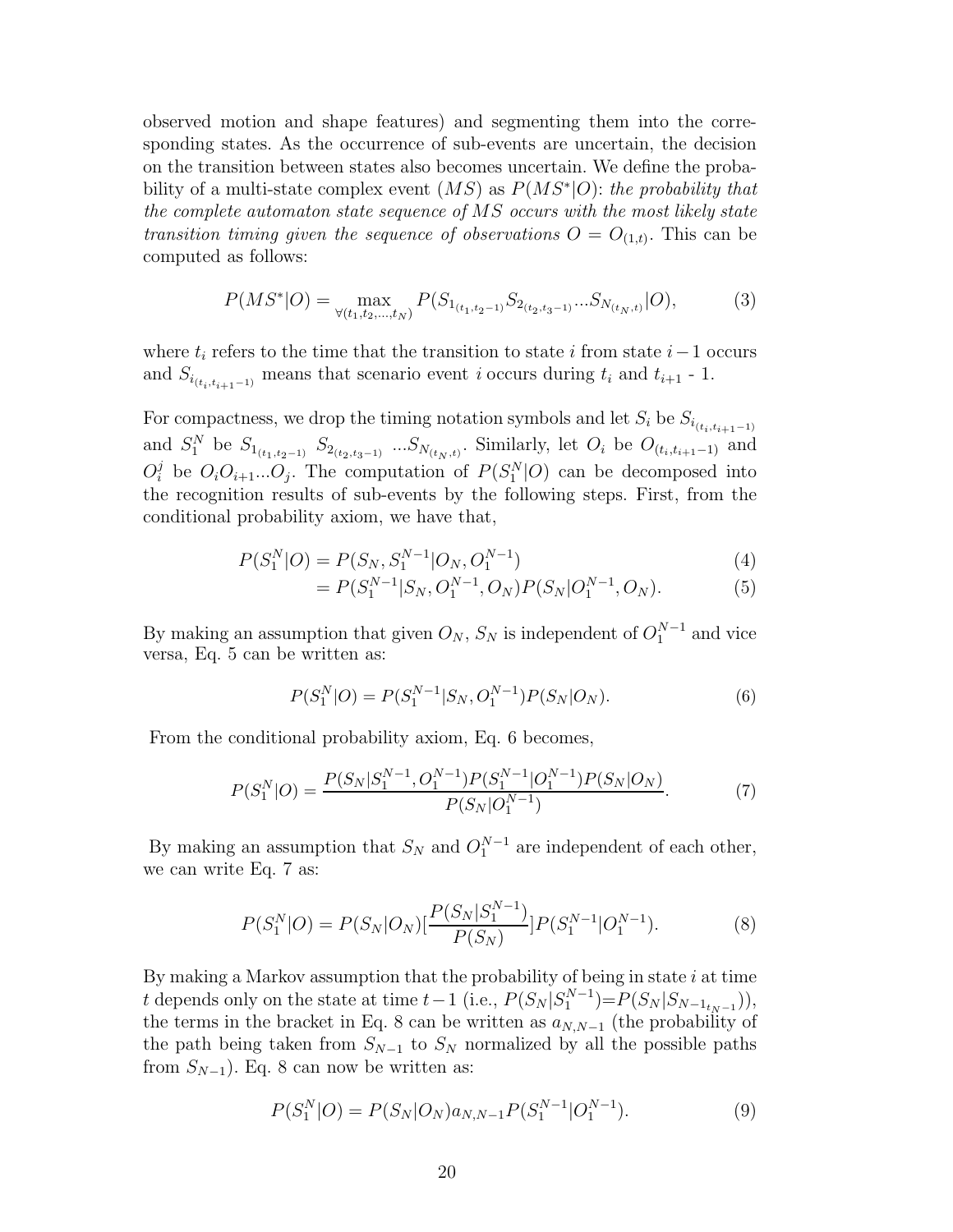observed motion and shape features) and segmenting them into the corresponding states. As the occurrence of sub-events are uncertain, the decision on the transition between states also becomes uncertain. We define the probability of a multi-state complex event ($MS$) as $P(MS^*|O)$: *the probability that the complete automaton state sequence of MS occurs with the most likely state transition timing given the sequence of observations* $O = O_{(1,t)}$. This can be computed as follows:

$$P(MS^*|O) = \max_{\forall (t_1, t_2, ..., t_N)} P(S_{1_{(t_1, t_2 - 1)}} S_{2_{(t_2, t_3 - 1)}} ... S_{N_{(t_N, t)}} |O), \tag{3}$$

where $t_i$ refers to the time that the transition to state $i$ from state $i-1$ occurs and $S_{i_{(t_i, t_{i+1}-1)}}$ means that scenario event $i$ occurs during $t_i$ and $t_{i+1}$ - 1.

For compactness, we drop the timing notation symbols and let $S_i$ be $S_{i_{(t_i, t_{i+1}-1)}}$ and $S_1^N$ be $S_{1_{(t_1, t_2-1)}}$ $S_{2_{(t_2, t_3-1)}}$ $...S_{N_{(t_N, t)}}$. Similarly, let $O_i$ be $O_{(t_i, t_{i+1}-1)}$ and $O_i^j$ be $O_i O_{i+1} ... O_j$. The computation of $P(S_1^N|O)$ can be decomposed into the recognition results of sub-events by the following steps. First, from the conditional probability axiom, we have that,

$$P(S_1^N|O) = P(S_N, S_1^{N-1}|O_N, O_1^{N-1}) \tag{4}$$

$$= P(S_1^{N-1}|S_N, O_1^{N-1}, O_N) P(S_N|O_1^{N-1}, O_N). \tag{5}$$

By making an assumption that given $O_N$, $S_N$ is independent of $O_1^{N-1}$ and vice versa, Eq. 5 can be written as:

$$P(S_1^N|O) = P(S_1^{N-1}|S_N, O_1^{N-1}) P(S_N|O_N). \tag{6}$$

From the conditional probability axiom, Eq. 6 becomes,

$$P(S_1^N|O) = \frac{P(S_N|S_1^{N-1}, O_1^{N-1}) P(S_1^{N-1}|O_1^{N-1}) P(S_N|O_N)}{P(S_N|O_1^{N-1})}. \tag{7}$$

By making an assumption that $S_N$ and $O_1^{N-1}$ are independent of each other, we can write Eq. 7 as:

$$P(S_1^N|O) = P(S_N|O_N) [\frac{P(S_N|S_1^{N-1})}{P(S_N)}] P(S_1^{N-1}|O_1^{N-1}). \tag{8}$$

By making a Markov assumption that the probability of being in state $i$ at time $t$ depends only on the state at time $t-1$ (i.e., $P(S_N|S_1^{N-1}) = P(S_N|S_{N-1_{t_{N-1}}})$), the terms in the bracket in Eq. 8 can be written as $a_{N,N-1}$ (the probability of the path being taken from $S_{N-1}$ to $S_N$ normalized by all the possible paths from $S_{N-1}$). Eq. 8 can now be written as:

$$P(S_1^N|O) = P(S_N|O_N) a_{N,N-1} P(S_1^{N-1}|O_1^{N-1}). \tag{9}$$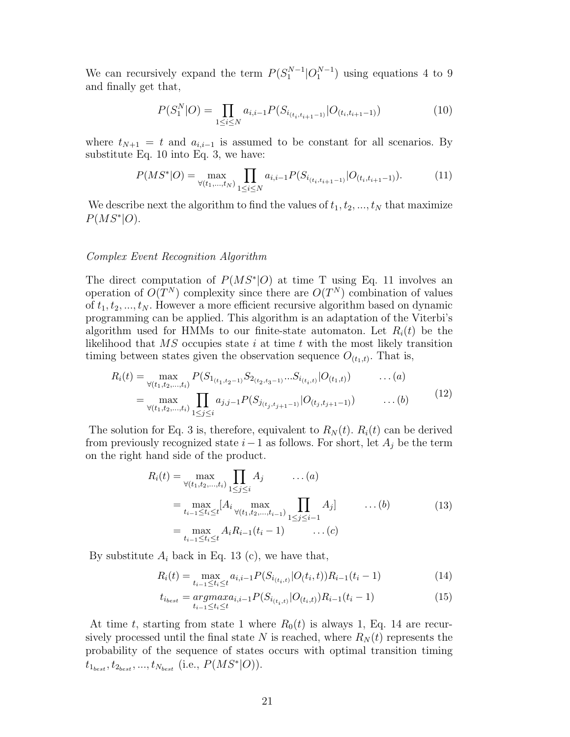We can recursively expand the term $P(S_1^{N-1}|O_1^{N-1})$ using equations 4 to 9 and finally get that,

$$P(S_1^N|O) = \prod_{1 \le i \le N} a_{i,i-1} P(S_{i_{(t_i,t_{i+1}-1)}}|O_{(t_i,t_{i+1}-1)}) \tag{10}$$

where $t_{N+1} = t$ and $a_{i,i-1}$ is assumed to be constant for all scenarios. By substitute Eq. 10 into Eq. 3, we have:

$$P(MS^*|O) = \max_{\forall(t_1,\ldots,t_N)} \prod_{1 \le i \le N} a_{i,i-1} P(S_{i_{(t_i,t_{i+1}-1)}}|O_{(t_i,t_{i+1}-1)}). \tag{11}$$

We describe next the algorithm to find the values of $t_1, t_2, \ldots, t_N$ that maximize $P(MS^*|O)$.

*Complex Event Recognition Algorithm*

The direct computation of $P(MS^*|O)$ at time T using Eq. 11 involves an operation of $O(T^N)$ complexity since there are $O(T^N)$ combination of values of $t_1, t_2, \ldots, t_N$. However a more efficient recursive algorithm based on dynamic programming can be applied. This algorithm is an adaptation of the Viterbi's algorithm used for HMMs to our finite-state automaton. Let $R_i(t)$ be the likelihood that $MS$ occupies state $i$ at time $t$ with the most likely transition timing between states given the observation sequence $O_{(t_1,t)}$. That is,

$$\begin{aligned} R_i(t) &= \max_{\forall(t_1,t_2,\ldots,t_i)} P(S_{1_{(t_1,t_2-1)}} S_{2_{(t_2,t_3-1)}} \ldots S_{i_{(t_i,t)}}|O_{(t_1,t)}) && \ldots(a) \\ &= \max_{\forall(t_1,t_2,\ldots,t_i)} \prod_{1 \le j \le i} a_{j,j-1} P(S_{j_{(t_j,t_{j+1}-1)}}|O_{(t_j,t_{j+1}-1)}) && \ldots(b) \end{aligned} \tag{12}$$

The solution for Eq. 3 is, therefore, equivalent to $R_N(t)$. $R_i(t)$ can be derived from previously recognized state $i-1$ as follows. For short, let $A_j$ be the term on the right hand side of the product.

$$\begin{aligned} R_i(t) &= \max_{\forall(t_1,t_2,\ldots,t_i)} \prod_{1 \le j \le i} A_j && \ldots(a) \\ &= \max_{t_{i-1} \le t_i \le t} [A_i \max_{\forall(t_1,t_2,\ldots,t_{i-1})} \prod_{1 \le j \le i-1} A_j] && \ldots(b) \\ &= \max_{t_{i-1} \le t_i \le t} A_i R_{i-1}(t_i - 1) && \ldots(c) \end{aligned} \tag{13}$$

By substitute $A_i$ back in Eq. 13 (c), we have that,

$$R_i(t) = \max_{t_{i-1} \le t_i \le t} a_{i,i-1} P(S_{i_{(t_i,t)}}|O(t_i,t)) R_{i-1}(t_i - 1) \tag{14}$$

$$t_{i_{best}} = \underset{t_{i-1} \le t_i \le t}{argmax} a_{i,i-1} P(S_{i_{(t_i,t)}}|O_{(t_i,t)}) R_{i-1}(t_i - 1) \tag{15}$$

At time $t$, starting from state 1 where $R_0(t)$ is always 1, Eq. 14 are recursively processed until the final state $N$ is reached, where $R_N(t)$ represents the probability of the sequence of states occurs with optimal transition timing $t_{1_{best}}, t_{2_{best}}, \ldots, t_{N_{best}}$ (i.e., $P(MS^*|O)$).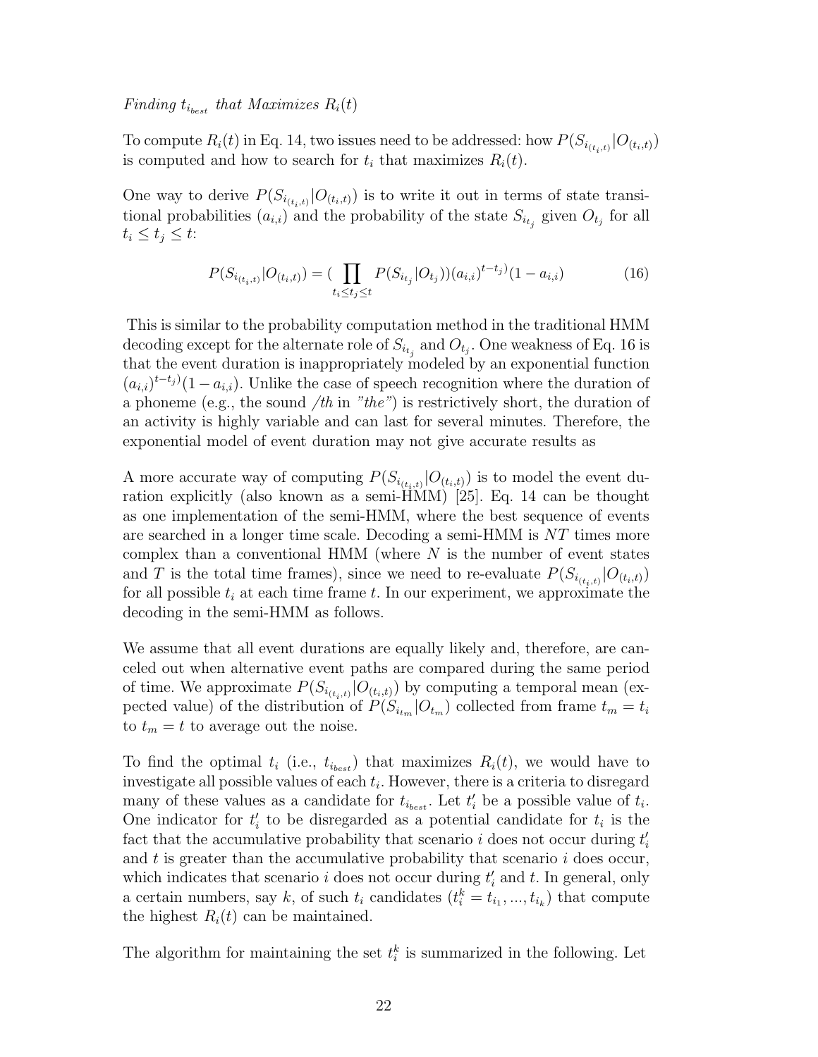*Finding $t_{i_{best}}$ that Maximizes $R_i(t)$*

To compute $R_i(t)$ in Eq. 14, two issues need to be addressed: how $P(S_{i_{(t_i,t)}}|O_{(t_i,t)})$ is computed and how to search for $t_i$ that maximizes $R_i(t)$.

One way to derive $P(S_{i_{(t_i,t)}}|O_{(t_i,t)})$ is to write it out in terms of state transitional probabilities ($a_{i,i}$) and the probability of the state $S_{i_{t_j}}$ given $O_{t_j}$ for all $t_i \leq t_j \leq t$:

$$P(S_{i_{(t_i,t)}}|O_{(t_i,t)}) = (\prod_{t_i \leq t_j \leq t} P(S_{i_{t_j}}|O_{t_j}))(a_{i,i})^{t-t_j)}(1-a_{i,i}) \tag{16}$$

This is similar to the probability computation method in the traditional HMM decoding except for the alternate role of $S_{i_{t_j}}$ and $O_{t_j}$. One weakness of Eq. 16 is that the event duration is inappropriately modeled by an exponential function $(a_{i,i})^{t-t_j)}(1-a_{i,i})$. Unlike the case of speech recognition where the duration of a phoneme (e.g., the sound */th* in *"the"*) is restrictively short, the duration of an activity is highly variable and can last for several minutes. Therefore, the exponential model of event duration may not give accurate results as

A more accurate way of computing $P(S_{i_{(t_i,t)}}|O_{(t_i,t)})$ is to model the event duration explicitly (also known as a semi-HMM) [25]. Eq. 14 can be thought as one implementation of the semi-HMM, where the best sequence of events are searched in a longer time scale. Decoding a semi-HMM is $NT$ times more complex than a conventional HMM (where $N$ is the number of event states and $T$ is the total time frames), since we need to re-evaluate $P(S_{i_{(t_i,t)}}|O_{(t_i,t)})$ for all possible $t_i$ at each time frame $t$. In our experiment, we approximate the decoding in the semi-HMM as follows.

We assume that all event durations are equally likely and, therefore, are canceled out when alternative event paths are compared during the same period of time. We approximate $P(S_{i_{(t_i,t)}}|O_{(t_i,t)})$ by computing a temporal mean (expected value) of the distribution of $P(S_{i_{t_m}}|O_{t_m})$ collected from frame $t_m = t_i$ to $t_m = t$ to average out the noise.

To find the optimal $t_i$ (i.e., $t_{i_{best}}$) that maximizes $R_i(t)$, we would have to investigate all possible values of each $t_i$. However, there is a criteria to disregard many of these values as a candidate for $t_{i_{best}}$. Let $t_i'$ be a possible value of $t_i$. One indicator for $t_i'$ to be disregarded as a potential candidate for $t_i$ is the fact that the accumulative probability that scenario $i$ does not occur during $t_i'$ and $t$ is greater than the accumulative probability that scenario $i$ does occur, which indicates that scenario $i$ does not occur during $t_i'$ and $t$. In general, only a certain numbers, say $k$, of such $t_i$ candidates ($t_i^k = t_{i_1}, ..., t_{i_k}$) that compute the highest $R_i(t)$ can be maintained.

The algorithm for maintaining the set $t_i^k$ is summarized in the following. Let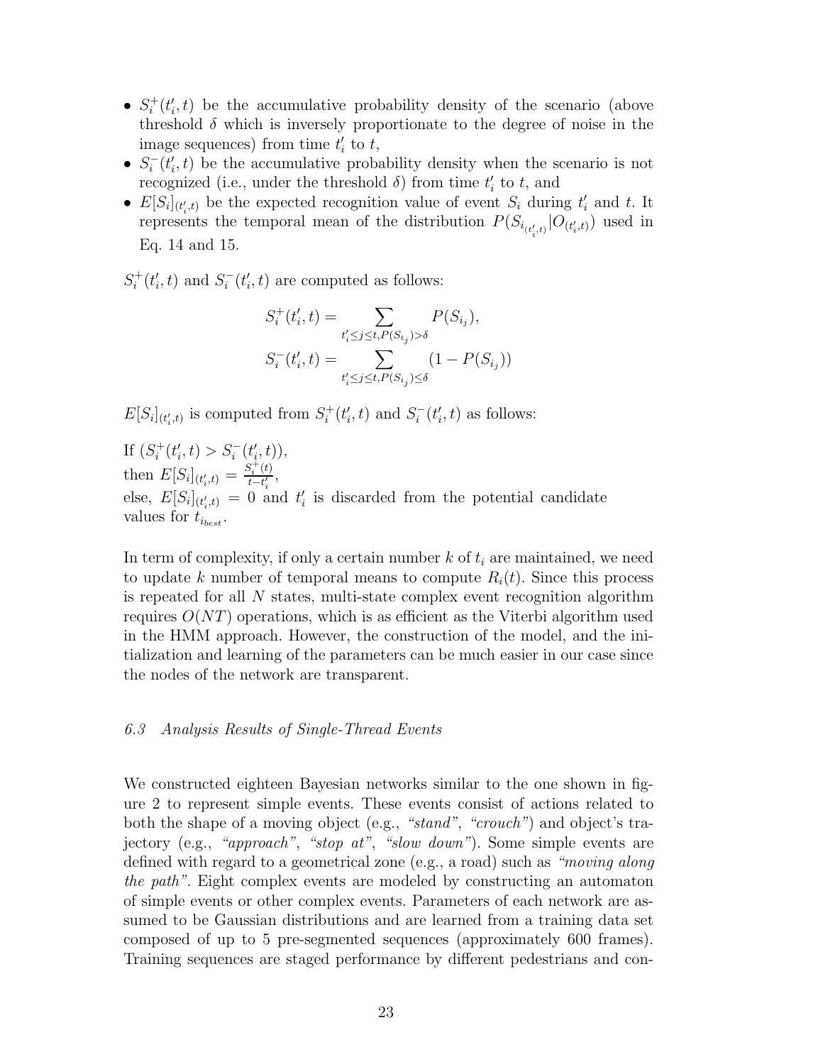- $S_i^+(t_i', t)$ be the accumulative probability density of the scenario (above threshold $\delta$ which is inversely proportionate to the degree of noise in the image sequences) from time $t_i'$ to $t$,
- $S_i^-(t_i', t)$ be the accumulative probability density when the scenario is not recognized (i.e., under the threshold $\delta$) from time $t_i'$ to $t$, and
- $E[S_i]_{(t_i', t)}$ be the expected recognition value of event $S_i$ during $t_i'$ and $t$. It represents the temporal mean of the distribution $P(S_{i_{(t_i',t)}} | O_{(t_i',t)})$ used in Eq. 14 and 15.

$S_i^+(t_i', t)$ and $S_i^-(t_i', t)$ are computed as follows:

$$S_i^+(t_i', t) = \sum_{t_i' \leq j \leq t, P(S_{i_j}) > \delta} P(S_{i_j}),$$

$$S_i^-(t_i', t) = \sum_{t_i' \leq j \leq t, P(S_{i_j}) \leq \delta} (1 - P(S_{i_j}))$$

$E[S_i]_{(t_i', t)}$ is computed from $S_i^+(t_i', t)$ and $S_i^-(t_i', t)$ as follows:

If $(S_i^+(t_i', t) > S_i^-(t_i', t))$,
then $E[S_i]_{(t_i', t)} = \frac{S_i^+(t)}{t - t_i'}$,
else, $E[S_i]_{(t_i', t)} = 0$ and $t_i'$ is discarded from the potential candidate values for $t_{i_{best}}$.

In term of complexity, if only a certain number $k$ of $t_i$ are maintained, we need to update $k$ number of temporal means to compute $R_i(t)$. Since this process is repeated for all $N$ states, multi-state complex event recognition algorithm requires $O(NT)$ operations, which is as efficient as the Viterbi algorithm used in the HMM approach. However, the construction of the model, and the initialization and learning of the parameters can be much easier in our case since the nodes of the network are transparent.

### *6.3 Analysis Results of Single-Thread Events*

We constructed eighteen Bayesian networks similar to the one shown in figure 2 to represent simple events. These events consist of actions related to both the shape of a moving object (e.g., *"stand"*, *"crouch"*) and object's trajectory (e.g., *"approach"*, *"stop at"*, *"slow down"*). Some simple events are defined with regard to a geometrical zone (e.g., a road) such as *"moving along the path"*. Eight complex events are modeled by constructing an automaton of simple events or other complex events. Parameters of each network are assumed to be Gaussian distributions and are learned from a training data set composed of up to 5 pre-segmented sequences (approximately 600 frames). Training sequences are staged performance by different pedestrians and con-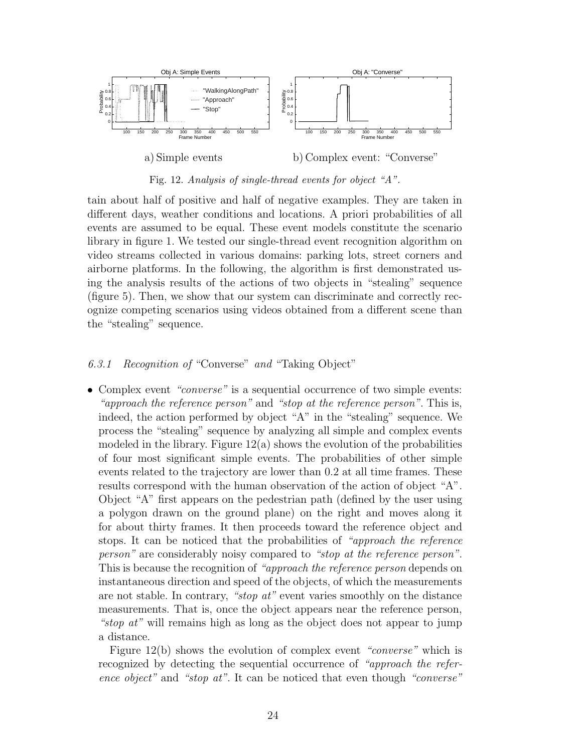a) Simple events

b) Complex event: "Converse"

Fig. 12. *Analysis of single-thread events for object "A".*

tain about half of positive and half of negative examples. They are taken in different days, weather conditions and locations. A priori probabilities of all events are assumed to be equal. These event models constitute the scenario library in figure 1. We tested our single-thread event recognition algorithm on video streams collected in various domains: parking lots, street corners and airborne platforms. In the following, the algorithm is first demonstrated using the analysis results of the actions of two objects in "stealing" sequence (figure 5). Then, we show that our system can discriminate and correctly recognize competing scenarios using videos obtained from a different scene than the "stealing" sequence.

### *6.3.1 Recognition of* "Converse" *and* "Taking Object"

- Complex event *"converse"* is a sequential occurrence of two simple events: *"approach the reference person"* and *"stop at the reference person"*. This is, indeed, the action performed by object "A" in the "stealing" sequence. We process the "stealing" sequence by analyzing all simple and complex events modeled in the library. Figure 12(a) shows the evolution of the probabilities of four most significant simple events. The probabilities of other simple events related to the trajectory are lower than 0.2 at all time frames. These results correspond with the human observation of the action of object "A". Object "A" first appears on the pedestrian path (defined by the user using a polygon drawn on the ground plane) on the right and moves along it for about thirty frames. It then proceeds toward the reference object and stops. It can be noticed that the probabilities of *"approach the reference person"* are considerably noisy compared to *"stop at the reference person"*. This is because the recognition of *"approach the reference person* depends on instantaneous direction and speed of the objects, of which the measurements are not stable. In contrary, *"stop at"* event varies smoothly on the distance measurements. That is, once the object appears near the reference person, *"stop at"* will remains high as long as the object does not appear to jump a distance.

  Figure 12(b) shows the evolution of complex event *"converse"* which is recognized by detecting the sequential occurrence of *"approach the reference object"* and *"stop at"*. It can be noticed that even though *"converse"*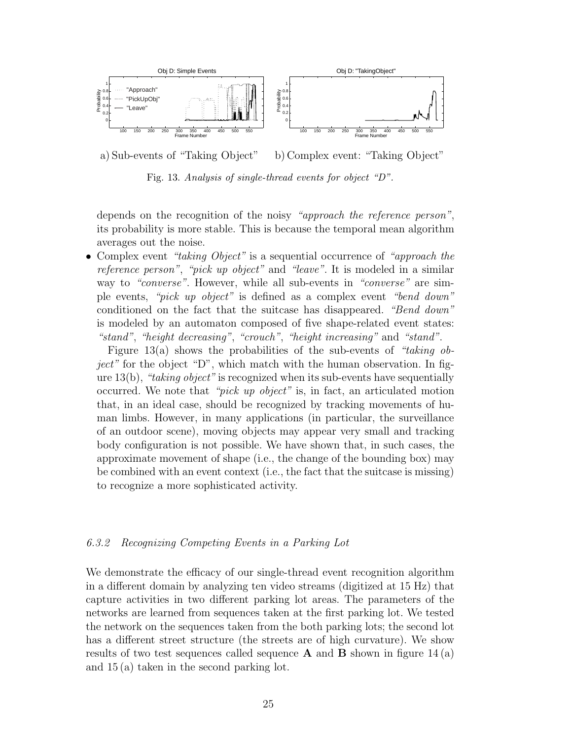a) Sub-events of "Taking Object" b) Complex event: "Taking Object"

Fig. 13. *Analysis of single-thread events for object "D".*

depends on the recognition of the noisy *"approach the reference person"*, its probability is more stable. This is because the temporal mean algorithm averages out the noise.

- Complex event *"taking Object"* is a sequential occurrence of *"approach the reference person"*, *"pick up object"* and *"leave"*. It is modeled in a similar way to *"converse"*. However, while all sub-events in *"converse"* are simple events, *"pick up object"* is defined as a complex event *"bend down"* conditioned on the fact that the suitcase has disappeared. *"Bend down"* is modeled by an automaton composed of five shape-related event states: *"stand"*, *"height decreasing"*, *"crouch"*, *"height increasing"* and *"stand"*.

  Figure 13(a) shows the probabilities of the sub-events of *"taking object"* for the object "D", which match with the human observation. In figure 13(b), *"taking object"* is recognized when its sub-events have sequentially occurred. We note that *"pick up object"* is, in fact, an articulated motion that, in an ideal case, should be recognized by tracking movements of human limbs. However, in many applications (in particular, the surveillance of an outdoor scene), moving objects may appear very small and tracking body configuration is not possible. We have shown that, in such cases, the approximate movement of shape (i.e., the change of the bounding box) may be combined with an event context (i.e., the fact that the suitcase is missing) to recognize a more sophisticated activity.

#### *6.3.2 Recognizing Competing Events in a Parking Lot*

We demonstrate the efficacy of our single-thread event recognition algorithm in a different domain by analyzing ten video streams (digitized at 15 Hz) that capture activities in two different parking lot areas. The parameters of the networks are learned from sequences taken at the first parking lot. We tested the network on the sequences taken from the both parking lots; the second lot has a different street structure (the streets are of high curvature). We show results of two test sequences called sequence **A** and **B** shown in figure 14 (a) and 15 (a) taken in the second parking lot.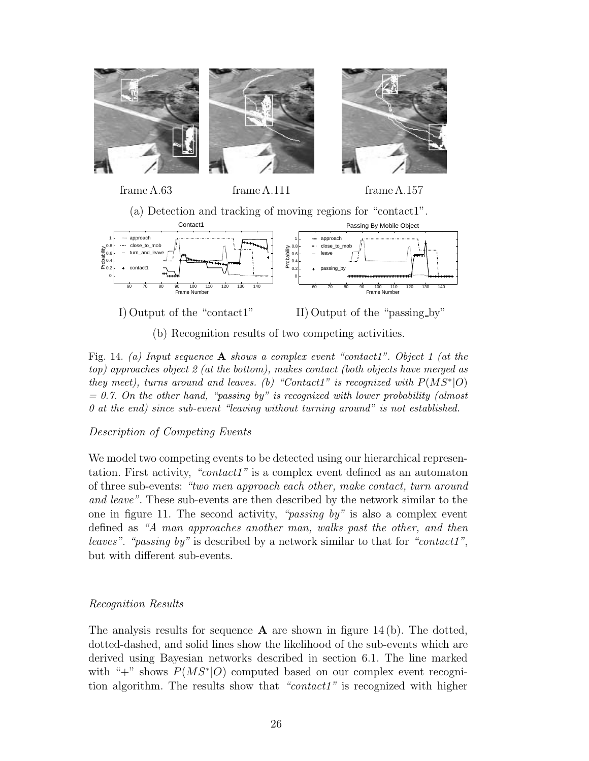frame A.63 frame A.111 frame A.157

(a) Detection and tracking of moving regions for "contact1".

I) Output of the "contact1" II) Output of the "passing_by"

(b) Recognition results of two competing activities.

Fig. 14. *(a) Input sequence* **A** *shows a complex event "contact1". Object 1 (at the top) approaches object 2 (at the bottom), makes contact (both objects have merged as they meet), turns around and leaves. (b) "Contact1" is recognized with* $P(MS^*|O) = 0.7$*. On the other hand, "passing by" is recognized with lower probability (almost 0 at the end) since sub-event "leaving without turning around" is not established.*

*Description of Competing Events*

We model two competing events to be detected using our hierarchical representation. First activity, *"contact1"* is a complex event defined as an automaton of three sub-events: *"two men approach each other, make contact, turn around and leave"*. These sub-events are then described by the network similar to the one in figure 11. The second activity, *"passing by"* is also a complex event defined as *"A man approaches another man, walks past the other, and then leaves"*. *"passing by"* is described by a network similar to that for *"contact1"*, but with different sub-events.

*Recognition Results*

The analysis results for sequence **A** are shown in figure 14 (b). The dotted, dotted-dashed, and solid lines show the likelihood of the sub-events which are derived using Bayesian networks described in section 6.1. The line marked with "+" shows $P(MS^*|O)$ computed based on our complex event recognition algorithm. The results show that *"contact1"* is recognized with higher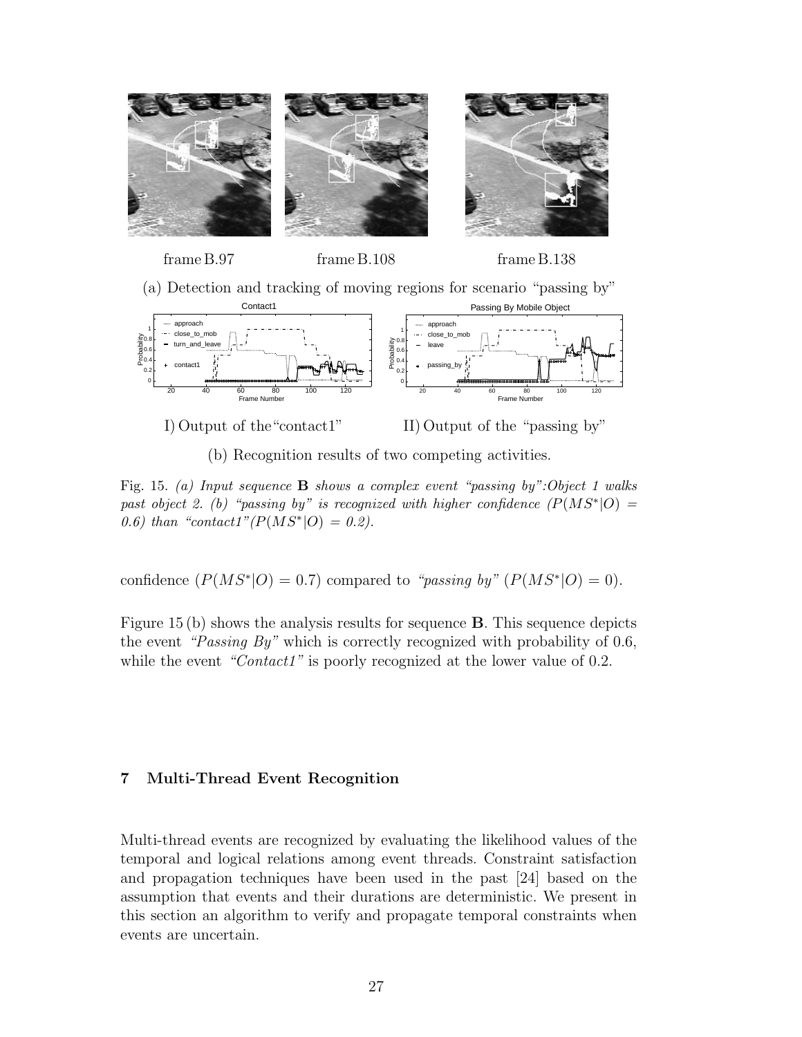frame B.97 frame B.108 frame B.138

(a) Detection and tracking of moving regions for scenario "passing by"

I) Output of the "contact1" II) Output of the "passing by"

(b) Recognition results of two competing activities.

Fig. 15. *(a) Input sequence* **B** *shows a complex event "passing by":Object 1 walks past object 2. (b) "passing by" is recognized with higher confidence ($P(MS^*|O) = 0.6$) than "contact1"($P(MS^*|O) = 0.2$).*

confidence ($P(MS^*|O) = 0.7$) compared to *"passing by"* ($P(MS^*|O) = 0$).

Figure 15 (b) shows the analysis results for sequence **B**. This sequence depicts the event *"Passing By"* which is correctly recognized with probability of 0.6, while the event *"Contact1"* is poorly recognized at the lower value of 0.2.

## 7 Multi-Thread Event Recognition

Multi-thread events are recognized by evaluating the likelihood values of the temporal and logical relations among event threads. Constraint satisfaction and propagation techniques have been used in the past [24] based on the assumption that events and their durations are deterministic. We present in this section an algorithm to verify and propagate temporal constraints when events are uncertain.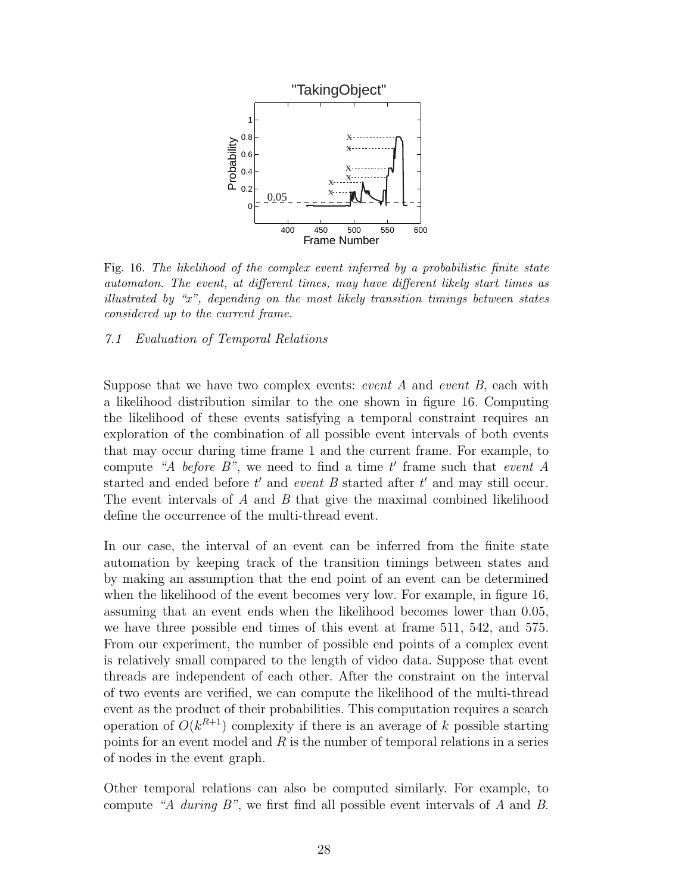Fig. 16. *The likelihood of the complex event inferred by a probabilistic finite state automaton. The event, at different times, may have different likely start times as illustrated by "x", depending on the most likely transition timings between states considered up to the current frame.*

### *7.1 Evaluation of Temporal Relations*

Suppose that we have two complex events: *event A* and *event B*, each with a likelihood distribution similar to the one shown in figure 16. Computing the likelihood of these events satisfying a temporal constraint requires an exploration of the combination of all possible event intervals of both events that may occur during time frame 1 and the current frame. For example, to compute *"A before B"*, we need to find a time $t'$ frame such that *event A* started and ended before $t'$ and *event B* started after $t'$ and may still occur. The event intervals of $A$ and $B$ that give the maximal combined likelihood define the occurrence of the multi-thread event.

In our case, the interval of an event can be inferred from the finite state automation by keeping track of the transition timings between states and by making an assumption that the end point of an event can be determined when the likelihood of the event becomes very low. For example, in figure 16, assuming that an event ends when the likelihood becomes lower than 0.05, we have three possible end times of this event at frame 511, 542, and 575. From our experiment, the number of possible end points of a complex event is relatively small compared to the length of video data. Suppose that event threads are independent of each other. After the constraint on the interval of two events are verified, we can compute the likelihood of the multi-thread event as the product of their probabilities. This computation requires a search operation of $O(k^{R+1})$ complexity if there is an average of $k$ possible starting points for an event model and $R$ is the number of temporal relations in a series of nodes in the event graph.

Other temporal relations can also be computed similarly. For example, to compute *"A during B"*, we first find all possible event intervals of $A$ and $B$.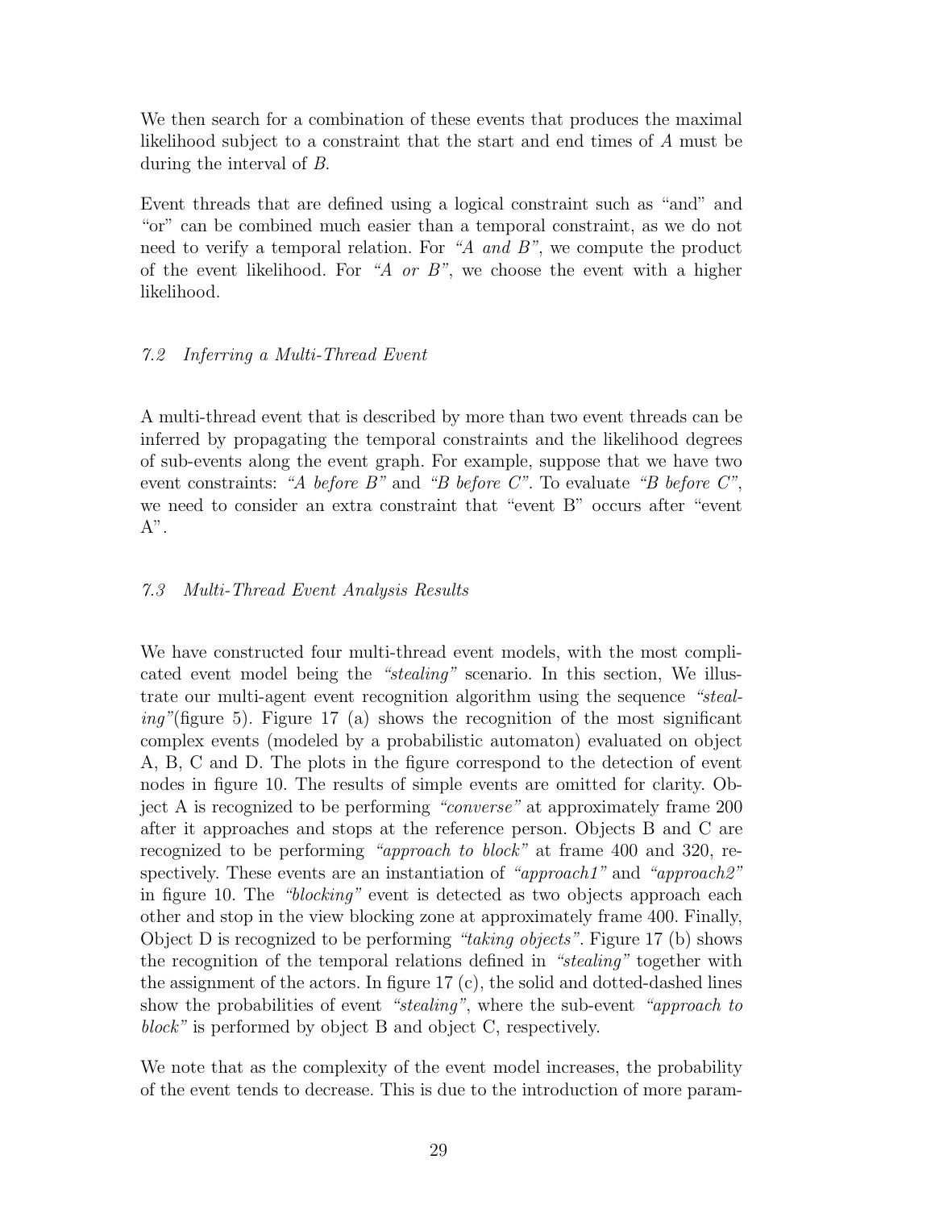We then search for a combination of these events that produces the maximal likelihood subject to a constraint that the start and end times of $A$ must be during the interval of $B$.

Event threads that are defined using a logical constraint such as "and" and "or" can be combined much easier than a temporal constraint, as we do not need to verify a temporal relation. For *"A and B"*, we compute the product of the event likelihood. For *"A or B"*, we choose the event with a higher likelihood.

### *7.2 Inferring a Multi-Thread Event*

A multi-thread event that is described by more than two event threads can be inferred by propagating the temporal constraints and the likelihood degrees of sub-events along the event graph. For example, suppose that we have two event constraints: *"A before B"* and *"B before C"*. To evaluate *"B before C"*, we need to consider an extra constraint that "event B" occurs after "event A".

### *7.3 Multi-Thread Event Analysis Results*

We have constructed four multi-thread event models, with the most complicated event model being the *"stealing"* scenario. In this section, We illustrate our multi-agent event recognition algorithm using the sequence *"stealing"*(figure 5). Figure 17 (a) shows the recognition of the most significant complex events (modeled by a probabilistic automaton) evaluated on object A, B, C and D. The plots in the figure correspond to the detection of event nodes in figure 10. The results of simple events are omitted for clarity. Object A is recognized to be performing *"converse"* at approximately frame 200 after it approaches and stops at the reference person. Objects B and C are recognized to be performing *"approach to block"* at frame 400 and 320, respectively. These events are an instantiation of *"approach1"* and *"approach2"* in figure 10. The *"blocking"* event is detected as two objects approach each other and stop in the view blocking zone at approximately frame 400. Finally, Object D is recognized to be performing *"taking objects"*. Figure 17 (b) shows the recognition of the temporal relations defined in *"stealing"* together with the assignment of the actors. In figure 17 (c), the solid and dotted-dashed lines show the probabilities of event *"stealing"*, where the sub-event *"approach to block"* is performed by object B and object C, respectively.

We note that as the complexity of the event model increases, the probability of the event tends to decrease. This is due to the introduction of more param-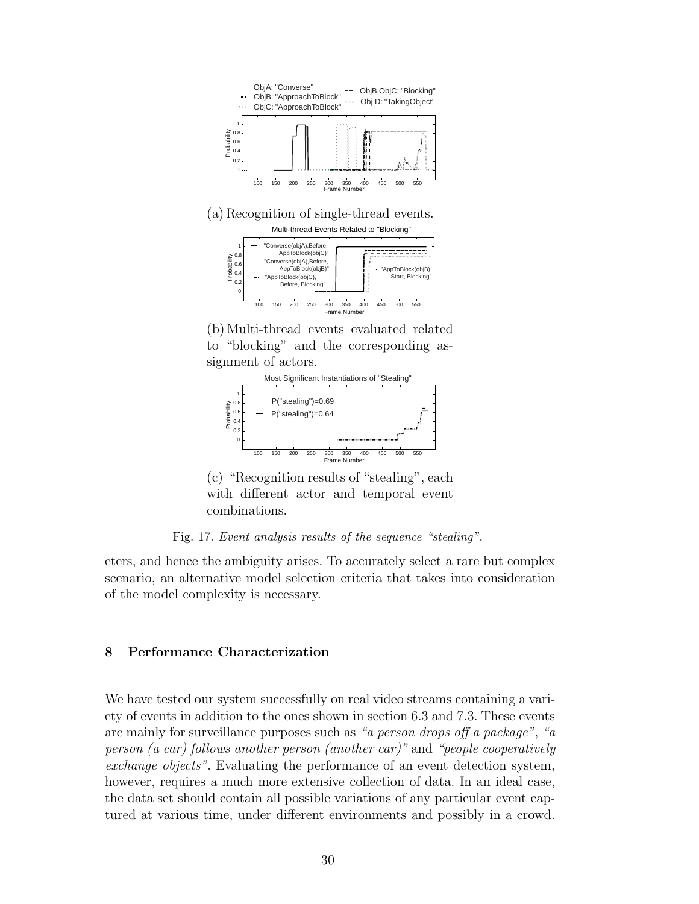(a) Recognition of single-thread events.

(b) Multi-thread events evaluated related to "blocking" and the corresponding assignment of actors.

(c) "Recognition results of "stealing", each with different actor and temporal event combinations.

Fig. 17. *Event analysis results of the sequence "stealing".*

eters, and hence the ambiguity arises. To accurately select a rare but complex scenario, an alternative model selection criteria that takes into consideration of the model complexity is necessary.

## 8 Performance Characterization

We have tested our system successfully on real video streams containing a variety of events in addition to the ones shown in section 6.3 and 7.3. These events are mainly for surveillance purposes such as *"a person drops off a package"*, *"a person (a car) follows another person (another car)"* and *"people cooperatively exchange objects"*. Evaluating the performance of an event detection system, however, requires a much more extensive collection of data. In an ideal case, the data set should contain all possible variations of any particular event captured at various time, under different environments and possibly in a crowd.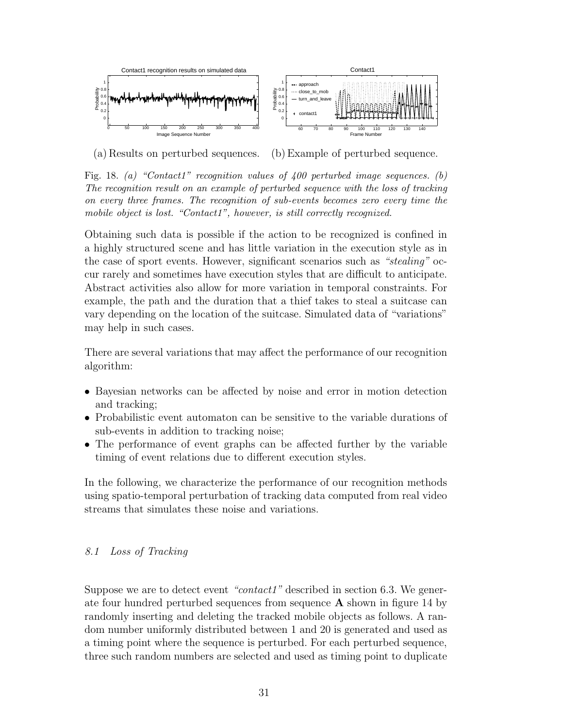(a) Results on perturbed sequences. (b) Example of perturbed sequence.

Fig. 18. *(a) "Contact1" recognition values of 400 perturbed image sequences. (b) The recognition result on an example of perturbed sequence with the loss of tracking on every three frames. The recognition of sub-events becomes zero every time the mobile object is lost. "Contact1", however, is still correctly recognized.*

Obtaining such data is possible if the action to be recognized is confined in a highly structured scene and has little variation in the execution style as in the case of sport events. However, significant scenarios such as *"stealing"* occur rarely and sometimes have execution styles that are difficult to anticipate. Abstract activities also allow for more variation in temporal constraints. For example, the path and the duration that a thief takes to steal a suitcase can vary depending on the location of the suitcase. Simulated data of "variations" may help in such cases.

There are several variations that may affect the performance of our recognition algorithm:

- Bayesian networks can be affected by noise and error in motion detection and tracking;
- Probabilistic event automaton can be sensitive to the variable durations of sub-events in addition to tracking noise;
- The performance of event graphs can be affected further by the variable timing of event relations due to different execution styles.

In the following, we characterize the performance of our recognition methods using spatio-temporal perturbation of tracking data computed from real video streams that simulates these noise and variations.

### 8.1 Loss of Tracking

Suppose we are to detect event *"contact1"* described in section 6.3. We generate four hundred perturbed sequences from sequence **A** shown in figure 14 by randomly inserting and deleting the tracked mobile objects as follows. A random number uniformly distributed between 1 and 20 is generated and used as a timing point where the sequence is perturbed. For each perturbed sequence, three such random numbers are selected and used as timing point to duplicate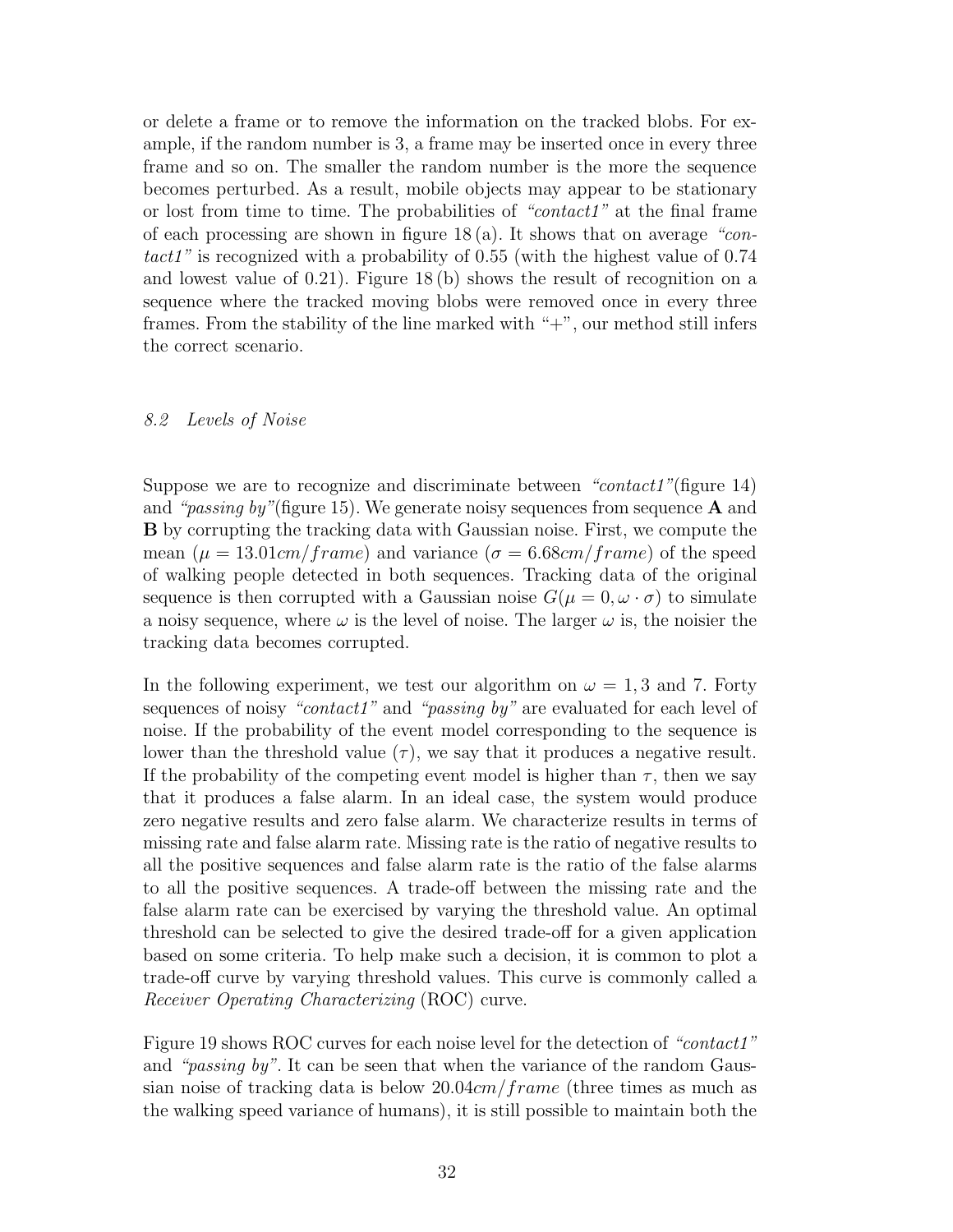or delete a frame or to remove the information on the tracked blobs. For example, if the random number is 3, a frame may be inserted once in every three frame and so on. The smaller the random number is the more the sequence becomes perturbed. As a result, mobile objects may appear to be stationary or lost from time to time. The probabilities of *"contact1"* at the final frame of each processing are shown in figure 18 (a). It shows that on average *"contact1"* is recognized with a probability of 0.55 (with the highest value of 0.74 and lowest value of 0.21). Figure 18 (b) shows the result of recognition on a sequence where the tracked moving blobs were removed once in every three frames. From the stability of the line marked with "+", our method still infers the correct scenario.

### *8.2 Levels of Noise*

Suppose we are to recognize and discriminate between *"contact1"*(figure 14) and *"passing by"*(figure 15). We generate noisy sequences from sequence **A** and **B** by corrupting the tracking data with Gaussian noise. First, we compute the mean ($\mu = 13.01 cm/frame$) and variance ($\sigma = 6.68 cm/frame$) of the speed of walking people detected in both sequences. Tracking data of the original sequence is then corrupted with a Gaussian noise $G(\mu = 0, \omega \cdot \sigma)$ to simulate a noisy sequence, where $\omega$ is the level of noise. The larger $\omega$ is, the noisier the tracking data becomes corrupted.

In the following experiment, we test our algorithm on $\omega = 1, 3$ and 7. Forty sequences of noisy *"contact1"* and *"passing by"* are evaluated for each level of noise. If the probability of the event model corresponding to the sequence is lower than the threshold value ($\tau$), we say that it produces a negative result. If the probability of the competing event model is higher than $\tau$, then we say that it produces a false alarm. In an ideal case, the system would produce zero negative results and zero false alarm. We characterize results in terms of missing rate and false alarm rate. Missing rate is the ratio of negative results to all the positive sequences and false alarm rate is the ratio of the false alarms to all the positive sequences. A trade-off between the missing rate and the false alarm rate can be exercised by varying the threshold value. An optimal threshold can be selected to give the desired trade-off for a given application based on some criteria. To help make such a decision, it is common to plot a trade-off curve by varying threshold values. This curve is commonly called a *Receiver Operating Characterizing* (ROC) curve.

Figure 19 shows ROC curves for each noise level for the detection of *"contact1"* and *"passing by"*. It can be seen that when the variance of the random Gaussian noise of tracking data is below $20.04 cm/frame$ (three times as much as the walking speed variance of humans), it is still possible to maintain both the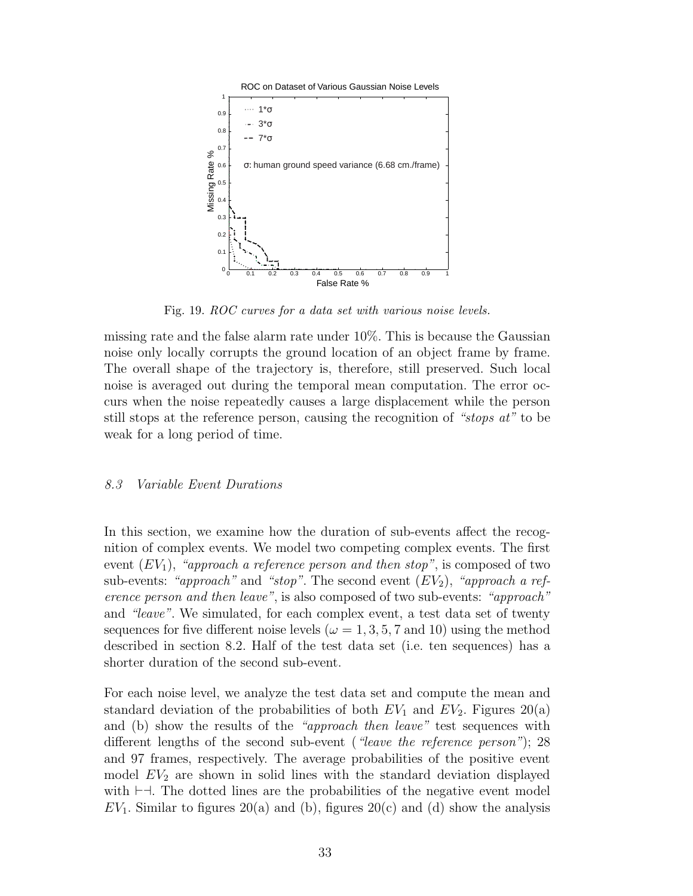Fig. 19. *ROC curves for a data set with various noise levels.*

missing rate and the false alarm rate under 10%. This is because the Gaussian noise only locally corrupts the ground location of an object frame by frame. The overall shape of the trajectory is, therefore, still preserved. Such local noise is averaged out during the temporal mean computation. The error occurs when the noise repeatedly causes a large displacement while the person still stops at the reference person, causing the recognition of *"stops at"* to be weak for a long period of time.

### *8.3 Variable Event Durations*

In this section, we examine how the duration of sub-events affect the recognition of complex events. We model two competing complex events. The first event ($EV_1$), *"approach a reference person and then stop"*, is composed of two sub-events: *"approach"* and *"stop"*. The second event ($EV_2$), *"approach a reference person and then leave"*, is also composed of two sub-events: *"approach"* and *"leave"*. We simulated, for each complex event, a test data set of twenty sequences for five different noise levels ($\omega = 1, 3, 5, 7$ and $10$) using the method described in section 8.2. Half of the test data set (i.e. ten sequences) has a shorter duration of the second sub-event.

For each noise level, we analyze the test data set and compute the mean and standard deviation of the probabilities of both $EV_1$ and $EV_2$. Figures 20(a) and (b) show the results of the *"approach then leave"* test sequences with different lengths of the second sub-event (*"leave the reference person"*); 28 and 97 frames, respectively. The average probabilities of the positive event model $EV_2$ are shown in solid lines with the standard deviation displayed with $\vdash\dashv$. The dotted lines are the probabilities of the negative event model $EV_1$. Similar to figures 20(a) and (b), figures 20(c) and (d) show the analysis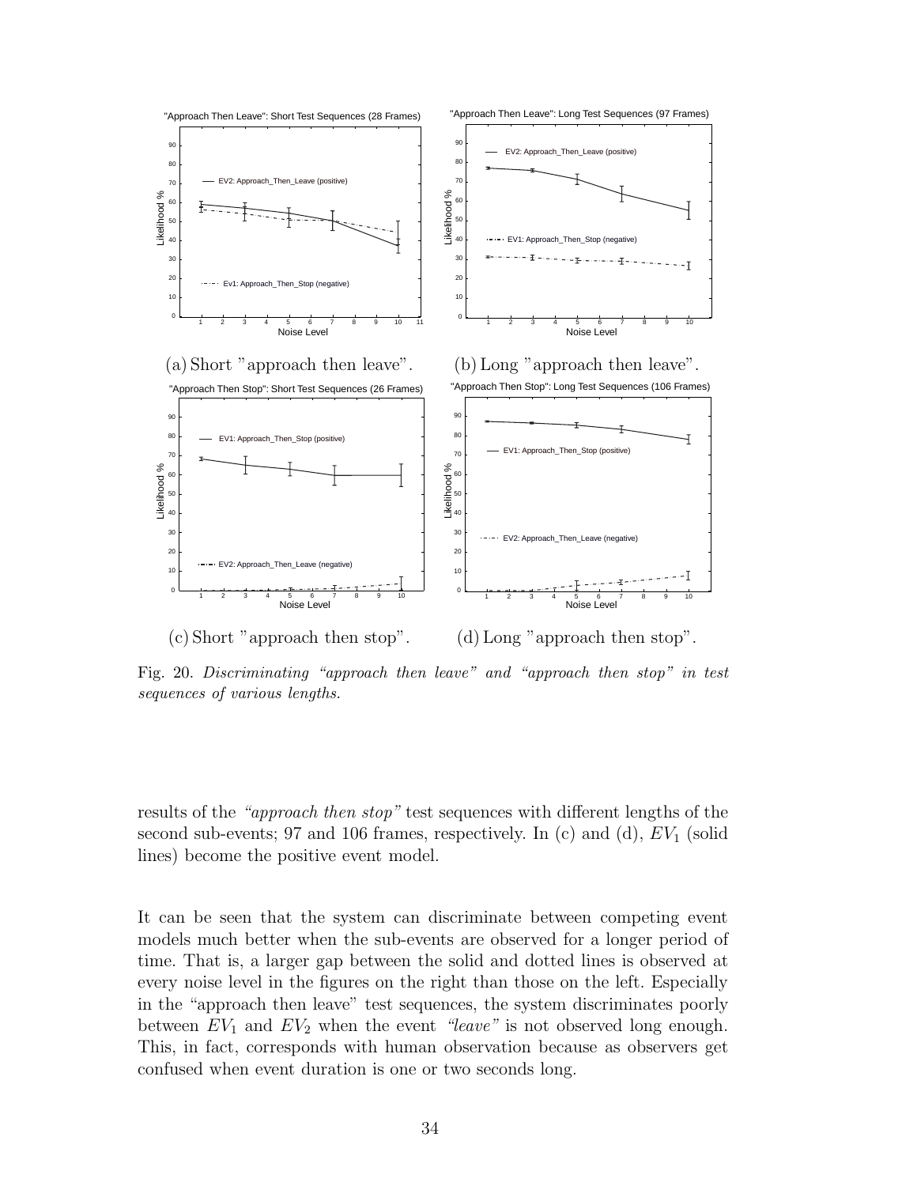(a) Short "approach then leave".

(b) Long "approach then leave".

(c) Short "approach then stop".

(d) Long "approach then stop".

Fig. 20. *Discriminating "approach then leave" and "approach then stop" in test sequences of various lengths.*

results of the *"approach then stop"* test sequences with different lengths of the second sub-events; 97 and 106 frames, respectively. In (c) and (d), $EV_1$ (solid lines) become the positive event model.

It can be seen that the system can discriminate between competing event models much better when the sub-events are observed for a longer period of time. That is, a larger gap between the solid and dotted lines is observed at every noise level in the figures on the right than those on the left. Especially in the "approach then leave" test sequences, the system discriminates poorly between $EV_1$ and $EV_2$ when the event *"leave"* is not observed long enough. This, in fact, corresponds with human observation because as observers get confused when event duration is one or two seconds long.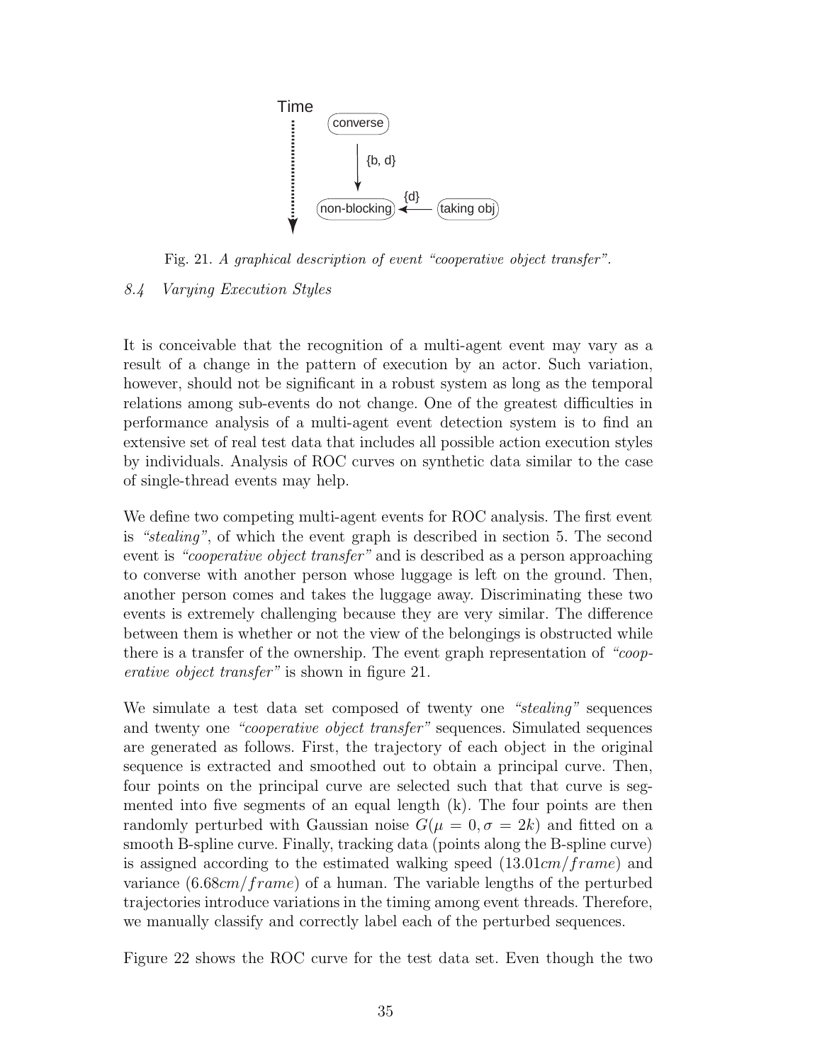Fig. 21. *A graphical description of event "cooperative object transfer".*

### 8.4 Varying Execution Styles

It is conceivable that the recognition of a multi-agent event may vary as a result of a change in the pattern of execution by an actor. Such variation, however, should not be significant in a robust system as long as the temporal relations among sub-events do not change. One of the greatest difficulties in performance analysis of a multi-agent event detection system is to find an extensive set of real test data that includes all possible action execution styles by individuals. Analysis of ROC curves on synthetic data similar to the case of single-thread events may help.

We define two competing multi-agent events for ROC analysis. The first event is *"stealing"*, of which the event graph is described in section 5. The second event is *"cooperative object transfer"* and is described as a person approaching to converse with another person whose luggage is left on the ground. Then, another person comes and takes the luggage away. Discriminating these two events is extremely challenging because they are very similar. The difference between them is whether or not the view of the belongings is obstructed while there is a transfer of the ownership. The event graph representation of *"cooperative object transfer"* is shown in figure 21.

We simulate a test data set composed of twenty one *"stealing"* sequences and twenty one *"cooperative object transfer"* sequences. Simulated sequences are generated as follows. First, the trajectory of each object in the original sequence is extracted and smoothed out to obtain a principal curve. Then, four points on the principal curve are selected such that that curve is segmented into five segments of an equal length (k). The four points are then randomly perturbed with Gaussian noise $G(\mu = 0, \sigma = 2k)$ and fitted on a smooth B-spline curve. Finally, tracking data (points along the B-spline curve) is assigned according to the estimated walking speed ($13.01 cm/frame$) and variance ($6.68 cm/frame$) of a human. The variable lengths of the perturbed trajectories introduce variations in the timing among event threads. Therefore, we manually classify and correctly label each of the perturbed sequences.

Figure 22 shows the ROC curve for the test data set. Even though the two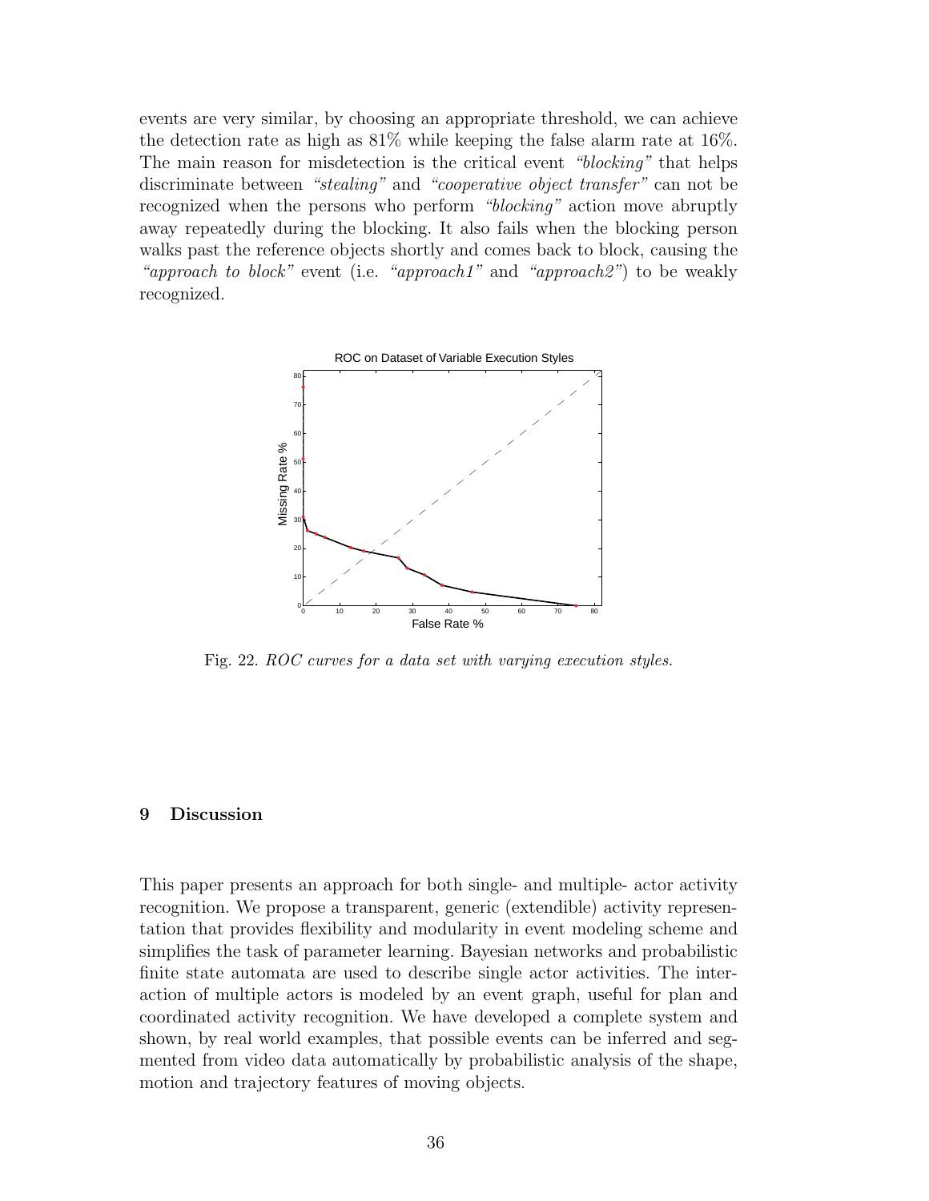events are very similar, by choosing an appropriate threshold, we can achieve the detection rate as high as 81% while keeping the false alarm rate at 16%. The main reason for misdetection is the critical event *"blocking"* that helps discriminate between *"stealing"* and *"cooperative object transfer"* can not be recognized when the persons who perform *"blocking"* action move abruptly away repeatedly during the blocking. It also fails when the blocking person walks past the reference objects shortly and comes back to block, causing the *"approach to block"* event (i.e. *"approach1"* and *"approach2"*) to be weakly recognized.

Fig. 22. *ROC curves for a data set with varying execution styles.*

## 9 Discussion

This paper presents an approach for both single- and multiple- actor activity recognition. We propose a transparent, generic (extendible) activity representation that provides flexibility and modularity in event modeling scheme and simplifies the task of parameter learning. Bayesian networks and probabilistic finite state automata are used to describe single actor activities. The interaction of multiple actors is modeled by an event graph, useful for plan and coordinated activity recognition. We have developed a complete system and shown, by real world examples, that possible events can be inferred and segmented from video data automatically by probabilistic analysis of the shape, motion and trajectory features of moving objects.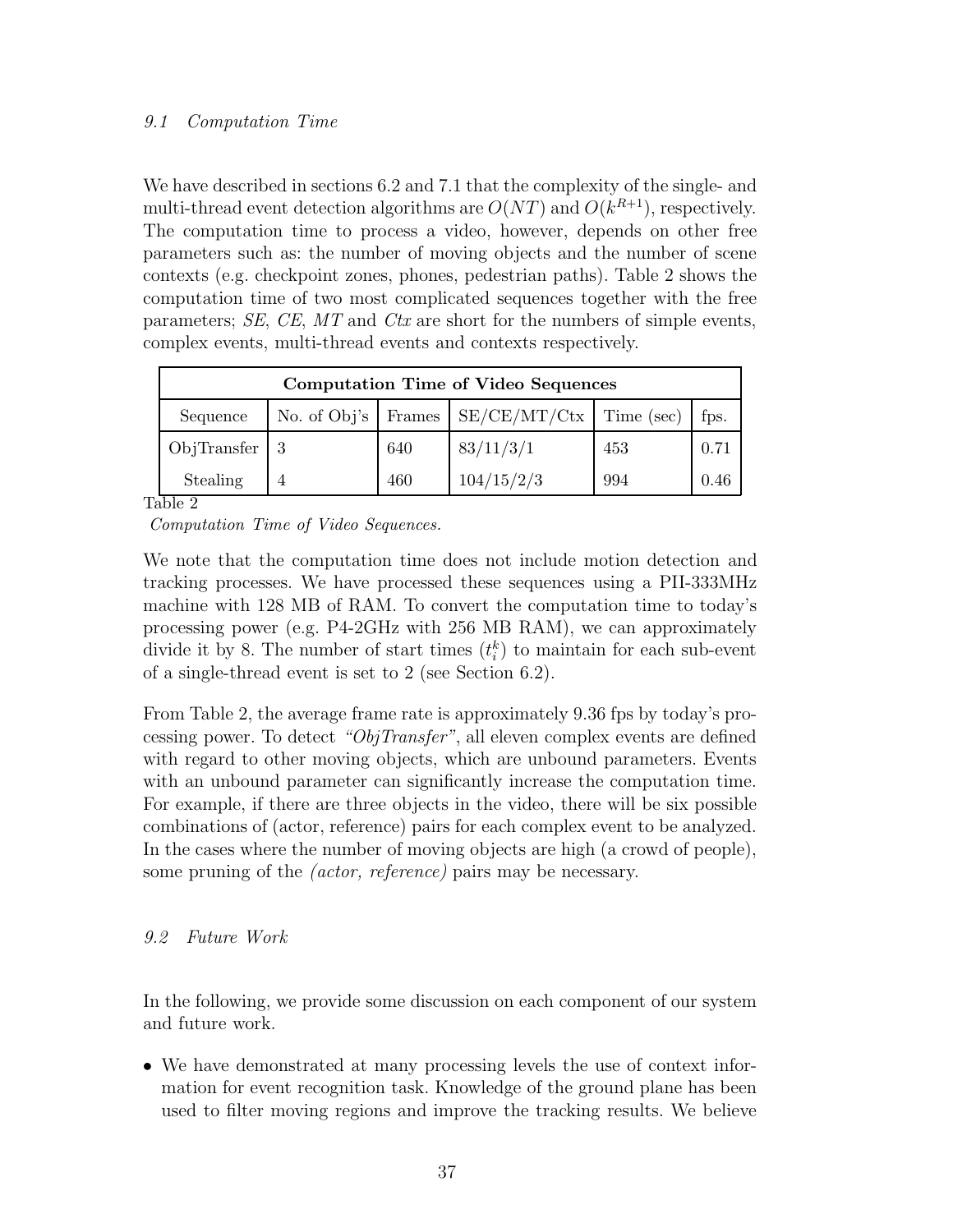### 9.1 Computation Time

We have described in sections 6.2 and 7.1 that the complexity of the single- and multi-thread event detection algorithms are $O(NT)$ and $O(k^{R+1})$, respectively. The computation time to process a video, however, depends on other free parameters such as: the number of moving objects and the number of scene contexts (e.g. checkpoint zones, phones, pedestrian paths). Table 2 shows the computation time of two most complicated sequences together with the free parameters; *SE*, *CE*, *MT* and *Ctx* are short for the numbers of simple events, complex events, multi-thread events and contexts respectively.

| **Computation Time of Video Sequences** | | | | | |
|---|---|---|---|---|---|
| Sequence | No. of Obj's | Frames | SE/CE/MT/Ctx | Time (sec) | fps. |
| ObjTransfer | 3 | 640 | 83/11/3/1 | 453 | 0.71 |
| Stealing | 4 | 460 | 104/15/2/3 | 994 | 0.46 |

Table 2

*Computation Time of Video Sequences.*

We note that the computation time does not include motion detection and tracking processes. We have processed these sequences using a PII-333MHz machine with 128 MB of RAM. To convert the computation time to today's processing power (e.g. P4-2GHz with 256 MB RAM), we can approximately divide it by 8. The number of start times ($t_i^k$) to maintain for each sub-event of a single-thread event is set to 2 (see Section 6.2).

From Table 2, the average frame rate is approximately 9.36 fps by today's processing power. To detect *"ObjTransfer"*, all eleven complex events are defined with regard to other moving objects, which are unbound parameters. Events with an unbound parameter can significantly increase the computation time. For example, if there are three objects in the video, there will be six possible combinations of (actor, reference) pairs for each complex event to be analyzed. In the cases where the number of moving objects are high (a crowd of people), some pruning of the *(actor, reference)* pairs may be necessary.

### 9.2 Future Work

In the following, we provide some discussion on each component of our system and future work.

- We have demonstrated at many processing levels the use of context information for event recognition task. Knowledge of the ground plane has been used to filter moving regions and improve the tracking results. We believe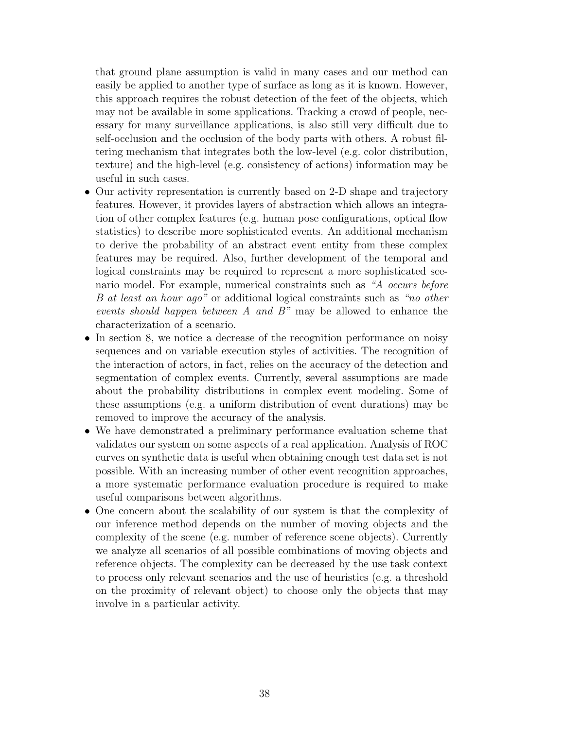that ground plane assumption is valid in many cases and our method can easily be applied to another type of surface as long as it is known. However, this approach requires the robust detection of the feet of the objects, which may not be available in some applications. Tracking a crowd of people, necessary for many surveillance applications, is also still very difficult due to self-occlusion and the occlusion of the body parts with others. A robust filtering mechanism that integrates both the low-level (e.g. color distribution, texture) and the high-level (e.g. consistency of actions) information may be useful in such cases.

- Our activity representation is currently based on 2-D shape and trajectory features. However, it provides layers of abstraction which allows an integration of other complex features (e.g. human pose configurations, optical flow statistics) to describe more sophisticated events. An additional mechanism to derive the probability of an abstract event entity from these complex features may be required. Also, further development of the temporal and logical constraints may be required to represent a more sophisticated scenario model. For example, numerical constraints such as *"A occurs before B at least an hour ago"* or additional logical constraints such as *"no other events should happen between A and B"* may be allowed to enhance the characterization of a scenario.
- In section 8, we notice a decrease of the recognition performance on noisy sequences and on variable execution styles of activities. The recognition of the interaction of actors, in fact, relies on the accuracy of the detection and segmentation of complex events. Currently, several assumptions are made about the probability distributions in complex event modeling. Some of these assumptions (e.g. a uniform distribution of event durations) may be removed to improve the accuracy of the analysis.
- We have demonstrated a preliminary performance evaluation scheme that validates our system on some aspects of a real application. Analysis of ROC curves on synthetic data is useful when obtaining enough test data set is not possible. With an increasing number of other event recognition approaches, a more systematic performance evaluation procedure is required to make useful comparisons between algorithms.
- One concern about the scalability of our system is that the complexity of our inference method depends on the number of moving objects and the complexity of the scene (e.g. number of reference scene objects). Currently we analyze all scenarios of all possible combinations of moving objects and reference objects. The complexity can be decreased by the use task context to process only relevant scenarios and the use of heuristics (e.g. a threshold on the proximity of relevant object) to choose only the objects that may involve in a particular activity.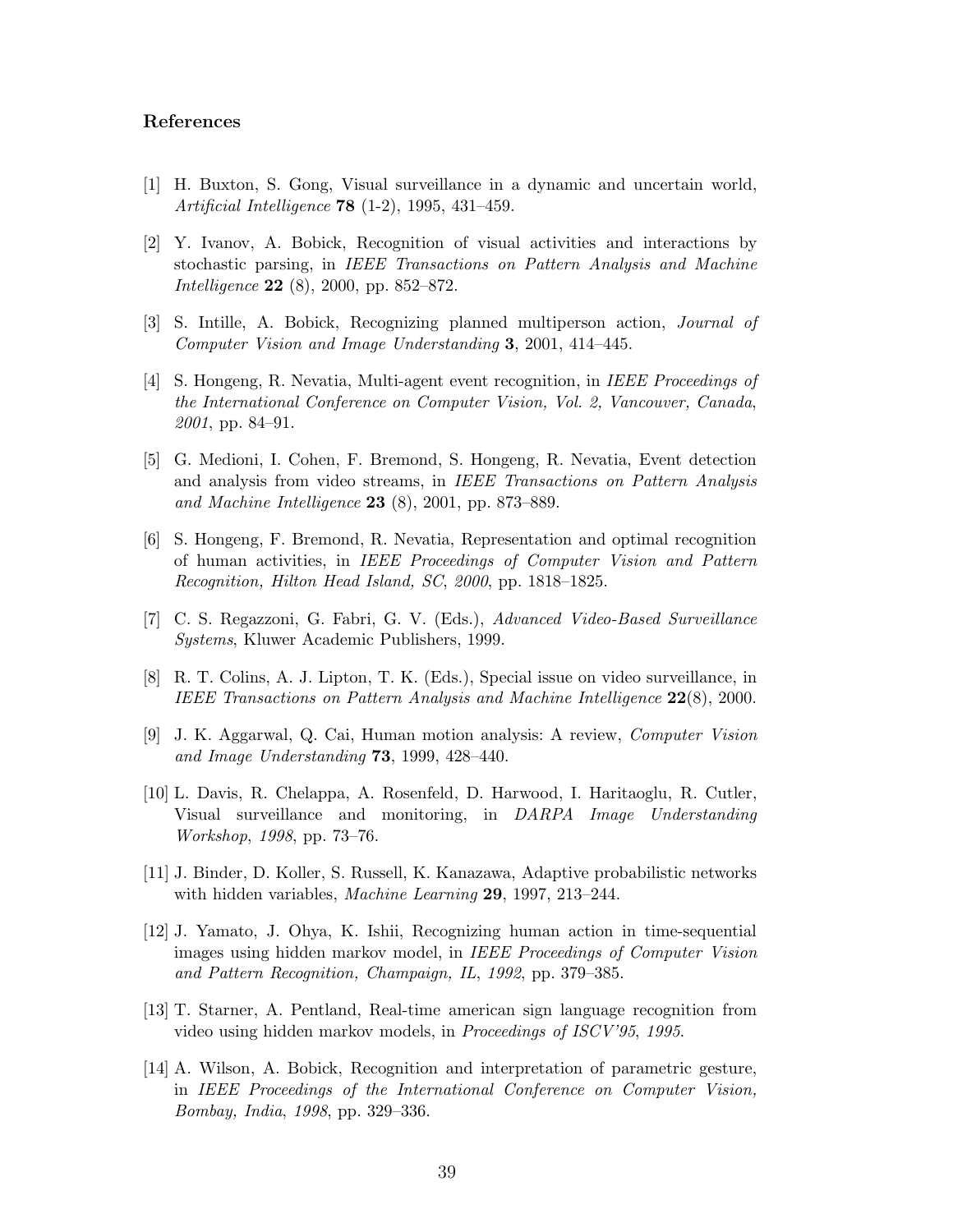## References

[1] H. Buxton, S. Gong, Visual surveillance in a dynamic and uncertain world, *Artificial Intelligence* **78** (1-2), 1995, 431–459.

[2] Y. Ivanov, A. Bobick, Recognition of visual activities and interactions by stochastic parsing, in *IEEE Transactions on Pattern Analysis and Machine Intelligence* **22** (8), 2000, pp. 852–872.

[3] S. Intille, A. Bobick, Recognizing planned multiperson action, *Journal of Computer Vision and Image Understanding* **3**, 2001, 414–445.

[4] S. Hongeng, R. Nevatia, Multi-agent event recognition, in *IEEE Proceedings of the International Conference on Computer Vision, Vol. 2, Vancouver, Canada, 2001*, pp. 84–91.

[5] G. Medioni, I. Cohen, F. Bremond, S. Hongeng, R. Nevatia, Event detection and analysis from video streams, in *IEEE Transactions on Pattern Analysis and Machine Intelligence* **23** (8), 2001, pp. 873–889.

[6] S. Hongeng, F. Bremond, R. Nevatia, Representation and optimal recognition of human activities, in *IEEE Proceedings of Computer Vision and Pattern Recognition, Hilton Head Island, SC, 2000*, pp. 1818–1825.

[7] C. S. Regazzoni, G. Fabri, G. V. (Eds.), *Advanced Video-Based Surveillance Systems*, Kluwer Academic Publishers, 1999.

[8] R. T. Colins, A. J. Lipton, T. K. (Eds.), Special issue on video surveillance, in *IEEE Transactions on Pattern Analysis and Machine Intelligence* **22**(8), 2000.

[9] J. K. Aggarwal, Q. Cai, Human motion analysis: A review, *Computer Vision and Image Understanding* **73**, 1999, 428–440.

[10] L. Davis, R. Chelappa, A. Rosenfeld, D. Harwood, I. Haritaoglu, R. Cutler, Visual surveillance and monitoring, in *DARPA Image Understanding Workshop*, *1998*, pp. 73–76.

[11] J. Binder, D. Koller, S. Russell, K. Kanazawa, Adaptive probabilistic networks with hidden variables, *Machine Learning* **29**, 1997, 213–244.

[12] J. Yamato, J. Ohya, K. Ishii, Recognizing human action in time-sequential images using hidden markov model, in *IEEE Proceedings of Computer Vision and Pattern Recognition, Champaign, IL*, *1992*, pp. 379–385.

[13] T. Starner, A. Pentland, Real-time american sign language recognition from video using hidden markov models, in *Proceedings of ISCV'95*, *1995*.

[14] A. Wilson, A. Bobick, Recognition and interpretation of parametric gesture, in *IEEE Proceedings of the International Conference on Computer Vision, Bombay, India*, *1998*, pp. 329–336.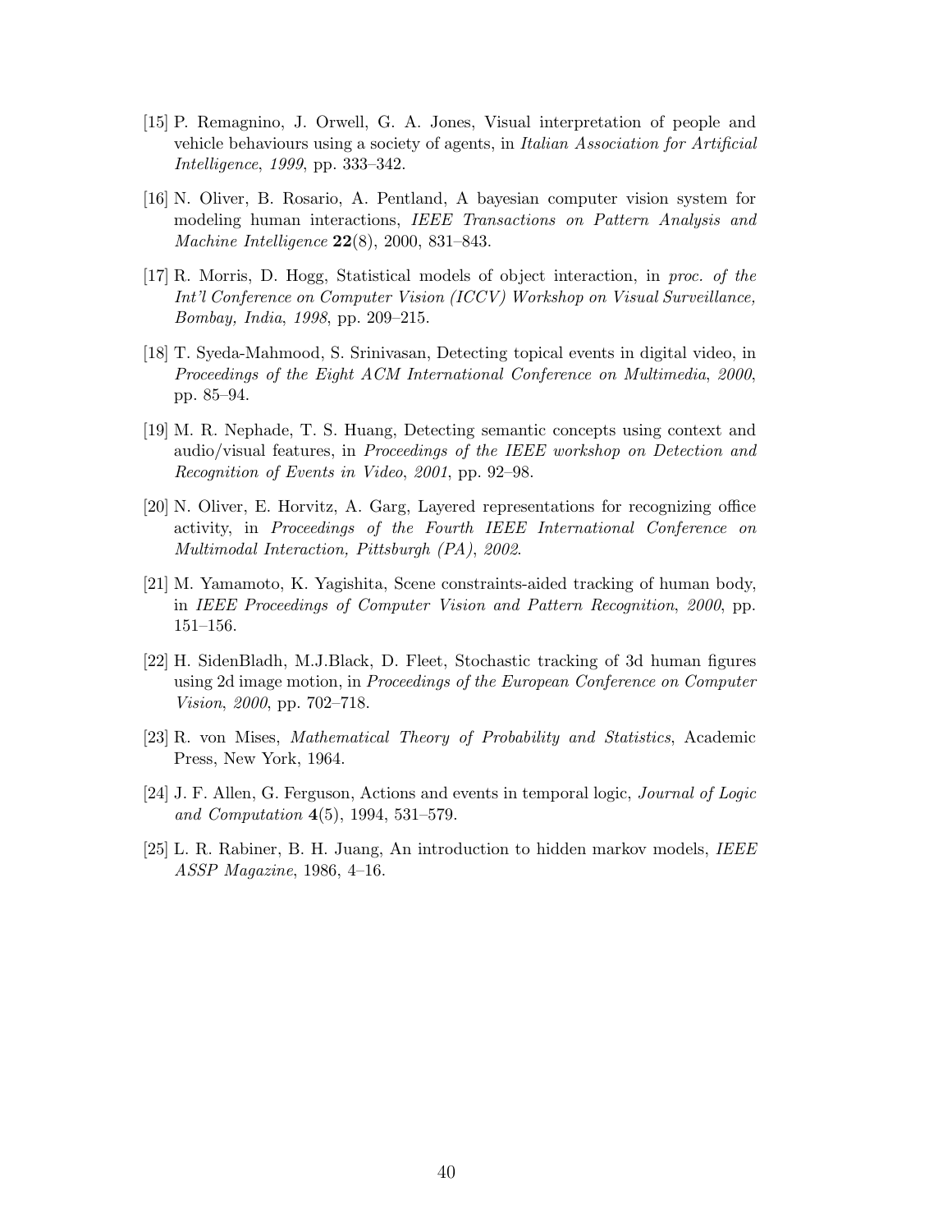[15] P. Remagnino, J. Orwell, G. A. Jones, Visual interpretation of people and vehicle behaviours using a society of agents, in *Italian Association for Artificial Intelligence*, *1999*, pp. 333–342.

[16] N. Oliver, B. Rosario, A. Pentland, A bayesian computer vision system for modeling human interactions, *IEEE Transactions on Pattern Analysis and Machine Intelligence* **22**(8), 2000, 831–843.

[17] R. Morris, D. Hogg, Statistical models of object interaction, in *proc. of the Int'l Conference on Computer Vision (ICCV) Workshop on Visual Surveillance, Bombay, India*, *1998*, pp. 209–215.

[18] T. Syeda-Mahmood, S. Srinivasan, Detecting topical events in digital video, in *Proceedings of the Eight ACM International Conference on Multimedia*, *2000*, pp. 85–94.

[19] M. R. Nephade, T. S. Huang, Detecting semantic concepts using context and audio/visual features, in *Proceedings of the IEEE workshop on Detection and Recognition of Events in Video*, *2001*, pp. 92–98.

[20] N. Oliver, E. Horvitz, A. Garg, Layered representations for recognizing office activity, in *Proceedings of the Fourth IEEE International Conference on Multimodal Interaction, Pittsburgh (PA)*, *2002*.

[21] M. Yamamoto, K. Yagishita, Scene constraints-aided tracking of human body, in *IEEE Proceedings of Computer Vision and Pattern Recognition*, *2000*, pp. 151–156.

[22] H. SidenBladh, M.J.Black, D. Fleet, Stochastic tracking of 3d human figures using 2d image motion, in *Proceedings of the European Conference on Computer Vision*, *2000*, pp. 702–718.

[23] R. von Mises, *Mathematical Theory of Probability and Statistics*, Academic Press, New York, 1964.

[24] J. F. Allen, G. Ferguson, Actions and events in temporal logic, *Journal of Logic and Computation* **4**(5), 1994, 531–579.

[25] L. R. Rabiner, B. H. Juang, An introduction to hidden markov models, *IEEE ASSP Magazine*, 1986, 4–16.